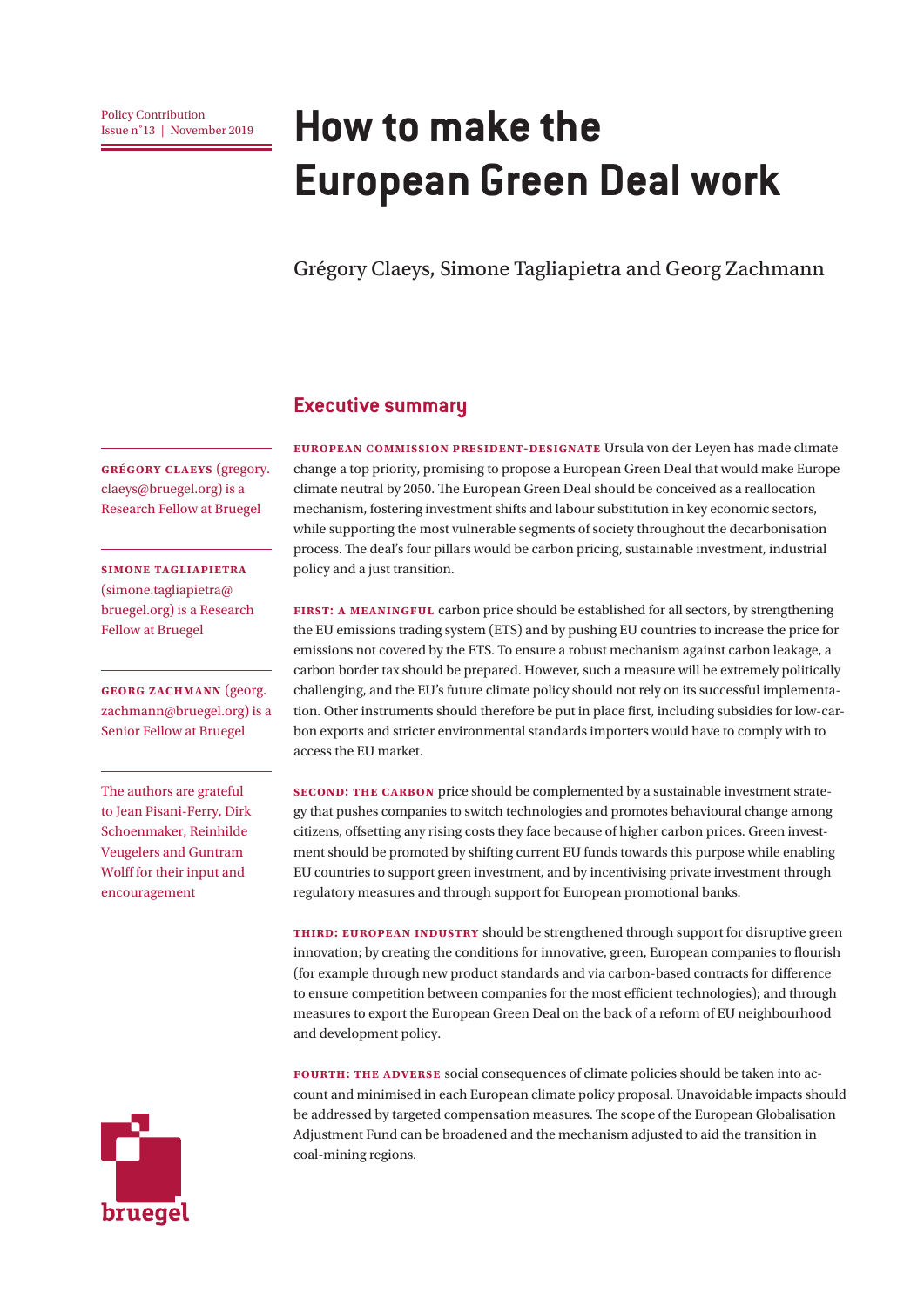Policy Contribution
Issue n˚13 | November 2019

# How to make the European Green Deal work

Grégory Claeys, Simone Tagliapietra and Georg Zachmann

**GRÉGORY CLAEYS** (gregory.claeys@bruegel.org) is a Research Fellow at Bruegel

**SIMONE TAGLIAPIETRA** (simone.tagliapietra@bruegel.org) is a Research Fellow at Bruegel

**GEORG ZACHMANN** (georg.zachmann@bruegel.org) is a Senior Fellow at Bruegel

The authors are grateful to Jean Pisani-Ferry, Dirk Schoenmaker, Reinhilde Veugelers and Guntram Wolff for their input and encouragement

## Executive summary

**EUROPEAN COMMISSION PRESIDENT-DESIGNATE** Ursula von der Leyen has made climate change a top priority, promising to propose a European Green Deal that would make Europe climate neutral by 2050. The European Green Deal should be conceived as a reallocation mechanism, fostering investment shifts and labour substitution in key economic sectors, while supporting the most vulnerable segments of society throughout the decarbonisation process. The deal's four pillars would be carbon pricing, sustainable investment, industrial policy and a just transition.

**FIRST: A MEANINGFUL** carbon price should be established for all sectors, by strengthening the EU emissions trading system (ETS) and by pushing EU countries to increase the price for emissions not covered by the ETS. To ensure a robust mechanism against carbon leakage, a carbon border tax should be prepared. However, such a measure will be extremely politically challenging, and the EU's future climate policy should not rely on its successful implementation. Other instruments should therefore be put in place first, including subsidies for low-carbon exports and stricter environmental standards importers would have to comply with to access the EU market.

**SECOND: THE CARBON** price should be complemented by a sustainable investment strategy that pushes companies to switch technologies and promotes behavioural change among citizens, offsetting any rising costs they face because of higher carbon prices. Green investment should be promoted by shifting current EU funds towards this purpose while enabling EU countries to support green investment, and by incentivising private investment through regulatory measures and through support for European promotional banks.

**THIRD: EUROPEAN INDUSTRY** should be strengthened through support for disruptive green innovation; by creating the conditions for innovative, green, European companies to flourish (for example through new product standards and via carbon-based contracts for difference to ensure competition between companies for the most efficient technologies); and through measures to export the European Green Deal on the back of a reform of EU neighbourhood and development policy.

**FOURTH: THE ADVERSE** social consequences of climate policies should be taken into account and minimised in each European climate policy proposal. Unavoidable impacts should be addressed by targeted compensation measures. The scope of the European Globalisation Adjustment Fund can be broadened and the mechanism adjusted to aid the transition in coal-mining regions.

bruegel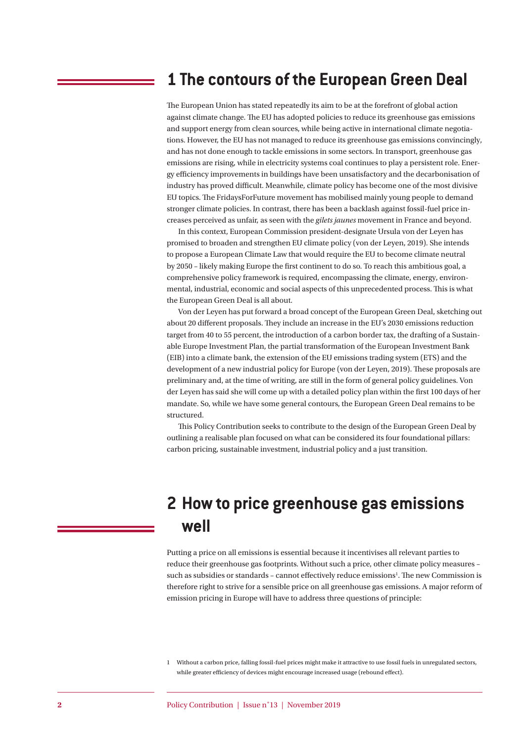# 1 The contours of the European Green Deal

The European Union has stated repeatedly its aim to be at the forefront of global action against climate change. The EU has adopted policies to reduce its greenhouse gas emissions and support energy from clean sources, while being active in international climate negotiations. However, the EU has not managed to reduce its greenhouse gas emissions convincingly, and has not done enough to tackle emissions in some sectors. In transport, greenhouse gas emissions are rising, while in electricity systems coal continues to play a persistent role. Energy efficiency improvements in buildings have been unsatisfactory and the decarbonisation of industry has proved difficult. Meanwhile, climate policy has become one of the most divisive EU topics. The FridaysForFuture movement has mobilised mainly young people to demand stronger climate policies. In contrast, there has been a backlash against fossil-fuel price increases perceived as unfair, as seen with the *gilets jaunes* movement in France and beyond.

In this context, European Commission president-designate Ursula von der Leyen has promised to broaden and strengthen EU climate policy (von der Leyen, 2019). She intends to propose a European Climate Law that would require the EU to become climate neutral by 2050 – likely making Europe the first continent to do so. To reach this ambitious goal, a comprehensive policy framework is required, encompassing the climate, energy, environmental, industrial, economic and social aspects of this unprecedented process. This is what the European Green Deal is all about.

Von der Leyen has put forward a broad concept of the European Green Deal, sketching out about 20 different proposals. They include an increase in the EU's 2030 emissions reduction target from 40 to 55 percent, the introduction of a carbon border tax, the drafting of a Sustainable Europe Investment Plan, the partial transformation of the European Investment Bank (EIB) into a climate bank, the extension of the EU emissions trading system (ETS) and the development of a new industrial policy for Europe (von der Leyen, 2019). These proposals are preliminary and, at the time of writing, are still in the form of general policy guidelines. Von der Leyen has said she will come up with a detailed policy plan within the first 100 days of her mandate. So, while we have some general contours, the European Green Deal remains to be structured.

This Policy Contribution seeks to contribute to the design of the European Green Deal by outlining a realisable plan focused on what can be considered its four foundational pillars: carbon pricing, sustainable investment, industrial policy and a just transition.

# 2 How to price greenhouse gas emissions well

Putting a price on all emissions is essential because it incentivises all relevant parties to reduce their greenhouse gas footprints. Without such a price, other climate policy measures – such as subsidies or standards – cannot effectively reduce emissions[1]. The new Commission is therefore right to strive for a sensible price on all greenhouse gas emissions. A major reform of emission pricing in Europe will have to address three questions of principle:

[1] Without a carbon price, falling fossil-fuel prices might make it attractive to use fossil fuels in unregulated sectors, while greater efficiency of devices might encourage increased usage (rebound effect).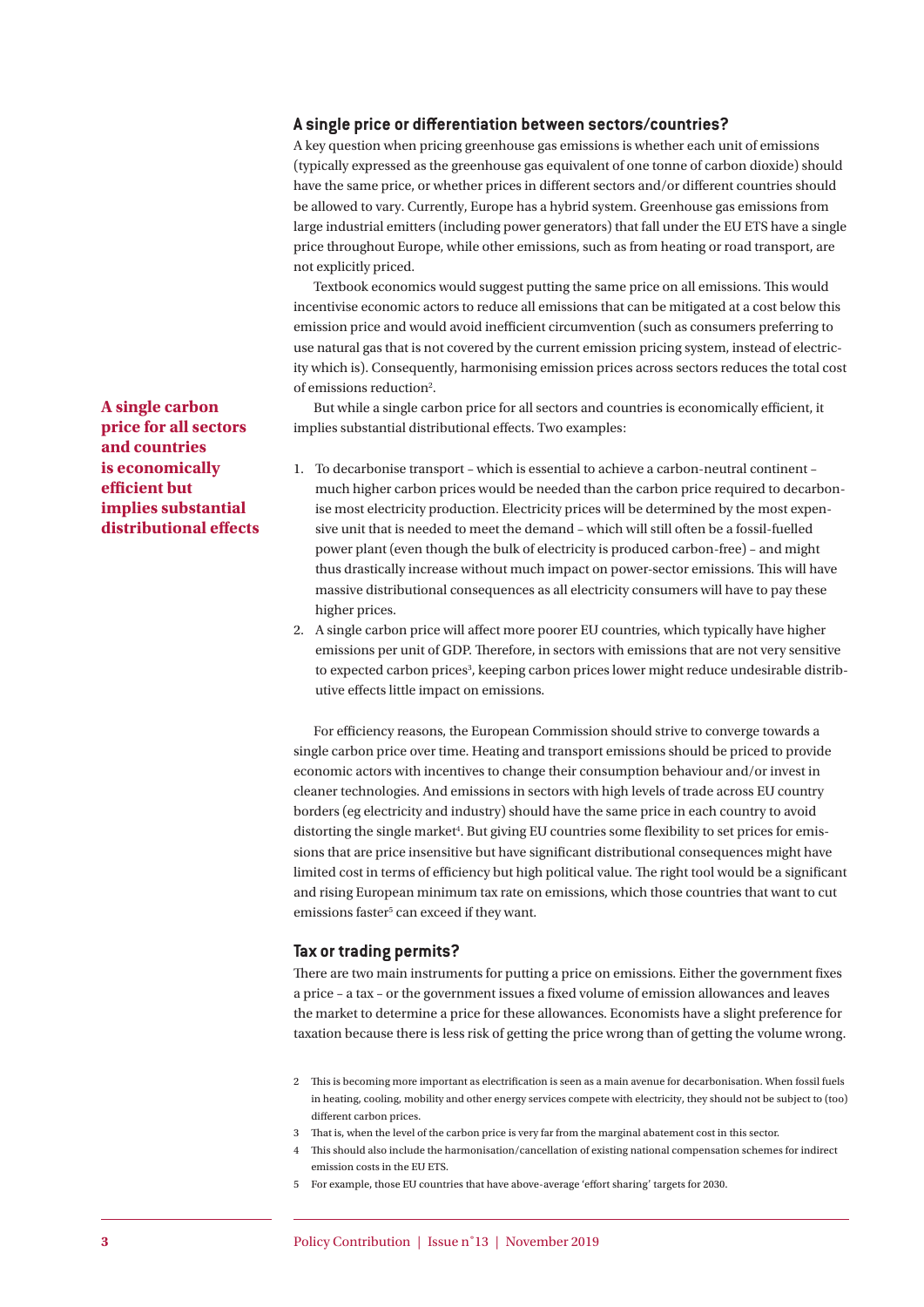## A single price or differentiation between sectors/countries?

A key question when pricing greenhouse gas emissions is whether each unit of emissions (typically expressed as the greenhouse gas equivalent of one tonne of carbon dioxide) should have the same price, or whether prices in different sectors and/or different countries should be allowed to vary. Currently, Europe has a hybrid system. Greenhouse gas emissions from large industrial emitters (including power generators) that fall under the EU ETS have a single price throughout Europe, while other emissions, such as from heating or road transport, are not explicitly priced.

Textbook economics would suggest putting the same price on all emissions. This would incentivise economic actors to reduce all emissions that can be mitigated at a cost below this emission price and would avoid inefficient circumvention (such as consumers preferring to use natural gas that is not covered by the current emission pricing system, instead of electricity which is). Consequently, harmonising emission prices across sectors reduces the total cost of emissions reduction[2].

**A single carbon price for all sectors and countries is economically efficient but implies substantial distributional effects**

But while a single carbon price for all sectors and countries is economically efficient, it implies substantial distributional effects. Two examples:

1. To decarbonise transport – which is essential to achieve a carbon-neutral continent – much higher carbon prices would be needed than the carbon price required to decarbonise most electricity production. Electricity prices will be determined by the most expensive unit that is needed to meet the demand – which will still often be a fossil-fuelled power plant (even though the bulk of electricity is produced carbon-free) – and might thus drastically increase without much impact on power-sector emissions. This will have massive distributional consequences as all electricity consumers will have to pay these higher prices.
2. A single carbon price will affect more poorer EU countries, which typically have higher emissions per unit of GDP. Therefore, in sectors with emissions that are not very sensitive to expected carbon prices[3], keeping carbon prices lower might reduce undesirable distributive effects little impact on emissions.

For efficiency reasons, the European Commission should strive to converge towards a single carbon price over time. Heating and transport emissions should be priced to provide economic actors with incentives to change their consumption behaviour and/or invest in cleaner technologies. And emissions in sectors with high levels of trade across EU country borders (eg electricity and industry) should have the same price in each country to avoid distorting the single market[4]. But giving EU countries some flexibility to set prices for emissions that are price insensitive but have significant distributional consequences might have limited cost in terms of efficiency but high political value. The right tool would be a significant and rising European minimum tax rate on emissions, which those countries that want to cut emissions faster[5] can exceed if they want.

## Tax or trading permits?

There are two main instruments for putting a price on emissions. Either the government fixes a price – a tax – or the government issues a fixed volume of emission allowances and leaves the market to determine a price for these allowances. Economists have a slight preference for taxation because there is less risk of getting the price wrong than of getting the volume wrong.

2 This is becoming more important as electrification is seen as a main avenue for decarbonisation. When fossil fuels in heating, cooling, mobility and other energy services compete with electricity, they should not be subject to (too) different carbon prices.

3 That is, when the level of the carbon price is very far from the marginal abatement cost in this sector.

4 This should also include the harmonisation/cancellation of existing national compensation schemes for indirect emission costs in the EU ETS.

5 For example, those EU countries that have above-average 'effort sharing' targets for 2030.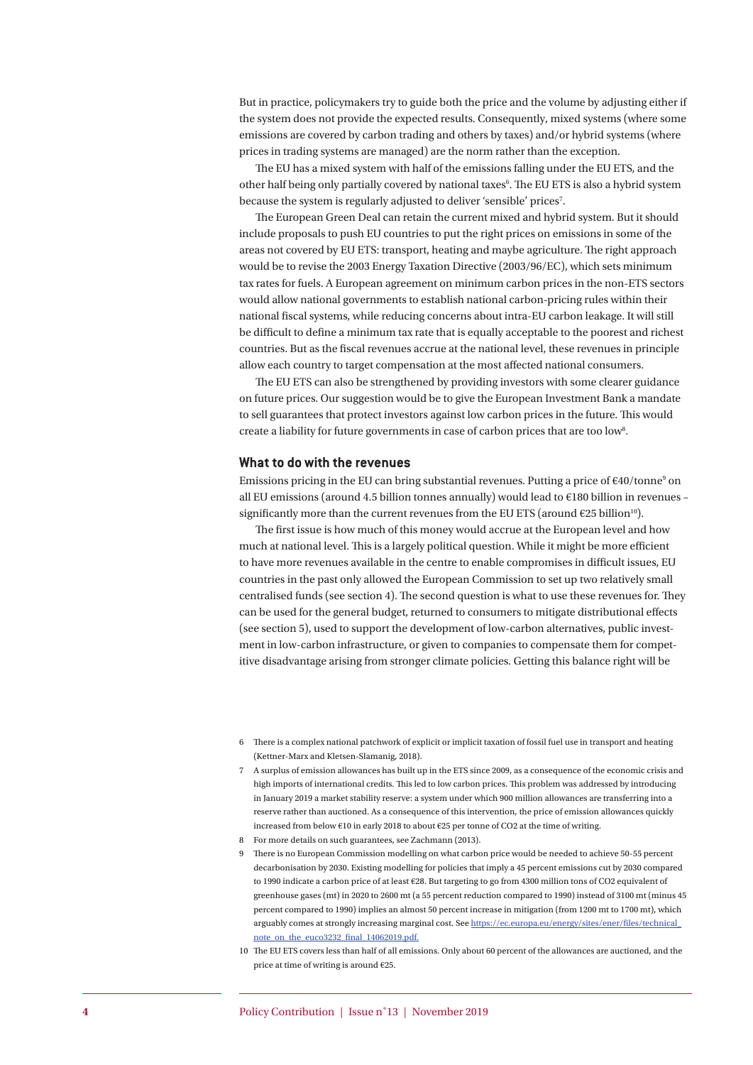But in practice, policymakers try to guide both the price and the volume by adjusting either if the system does not provide the expected results. Consequently, mixed systems (where some emissions are covered by carbon trading and others by taxes) and/or hybrid systems (where prices in trading systems are managed) are the norm rather than the exception.

The EU has a mixed system with half of the emissions falling under the EU ETS, and the other half being only partially covered by national taxes[6]. The EU ETS is also a hybrid system because the system is regularly adjusted to deliver 'sensible' prices[7].

The European Green Deal can retain the current mixed and hybrid system. But it should include proposals to push EU countries to put the right prices on emissions in some of the areas not covered by EU ETS: transport, heating and maybe agriculture. The right approach would be to revise the 2003 Energy Taxation Directive (2003/96/EC), which sets minimum tax rates for fuels. A European agreement on minimum carbon prices in the non-ETS sectors would allow national governments to establish national carbon-pricing rules within their national fiscal systems, while reducing concerns about intra-EU carbon leakage. It will still be difficult to define a minimum tax rate that is equally acceptable to the poorest and richest countries. But as the fiscal revenues accrue at the national level, these revenues in principle allow each country to target compensation at the most affected national consumers.

The EU ETS can also be strengthened by providing investors with some clearer guidance on future prices. Our suggestion would be to give the European Investment Bank a mandate to sell guarantees that protect investors against low carbon prices in the future. This would create a liability for future governments in case of carbon prices that are too low[8].

## What to do with the revenues

Emissions pricing in the EU can bring substantial revenues. Putting a price of €40/tonne[9] on all EU emissions (around 4.5 billion tonnes annually) would lead to €180 billion in revenues – significantly more than the current revenues from the EU ETS (around €25 billion[10]).

The first issue is how much of this money would accrue at the European level and how much at national level. This is a largely political question. While it might be more efficient to have more revenues available in the centre to enable compromises in difficult issues, EU countries in the past only allowed the European Commission to set up two relatively small centralised funds (see section 4). The second question is what to use these revenues for. They can be used for the general budget, returned to consumers to mitigate distributional effects (see section 5), used to support the development of low-carbon alternatives, public investment in low-carbon infrastructure, or given to companies to compensate them for competitive disadvantage arising from stronger climate policies. Getting this balance right will be

---

6 There is a complex national patchwork of explicit or implicit taxation of fossil fuel use in transport and heating (Kettner-Marx and Kletsen-Slamanig, 2018).

7 A surplus of emission allowances has built up in the ETS since 2009, as a consequence of the economic crisis and high imports of international credits. This led to low carbon prices. This problem was addressed by introducing in January 2019 a market stability reserve: a system under which 900 million allowances are transferring into a reserve rather than auctioned. As a consequence of this intervention, the price of emission allowances quickly increased from below €10 in early 2018 to about €25 per tonne of CO2 at the time of writing.

8 For more details on such guarantees, see Zachmann (2013).

9 There is no European Commission modelling on what carbon price would be needed to achieve 50-55 percent decarbonisation by 2030. Existing modelling for policies that imply a 45 percent emissions cut by 2030 compared to 1990 indicate a carbon price of at least €28. But targeting to go from 4300 million tons of CO2 equivalent of greenhouse gases (mt) in 2020 to 2600 mt (a 55 percent reduction compared to 1990) instead of 3100 mt (minus 45 percent compared to 1990) implies an almost 50 percent increase in mitigation (from 1200 mt to 1700 mt), which arguably comes at strongly increasing marginal cost. See https://ec.europa.eu/energy/sites/ener/files/technical_note_on_the_euco3232_final_14062019.pdf.

10 The EU ETS covers less than half of all emissions. Only about 60 percent of the allowances are auctioned, and the price at time of writing is around €25.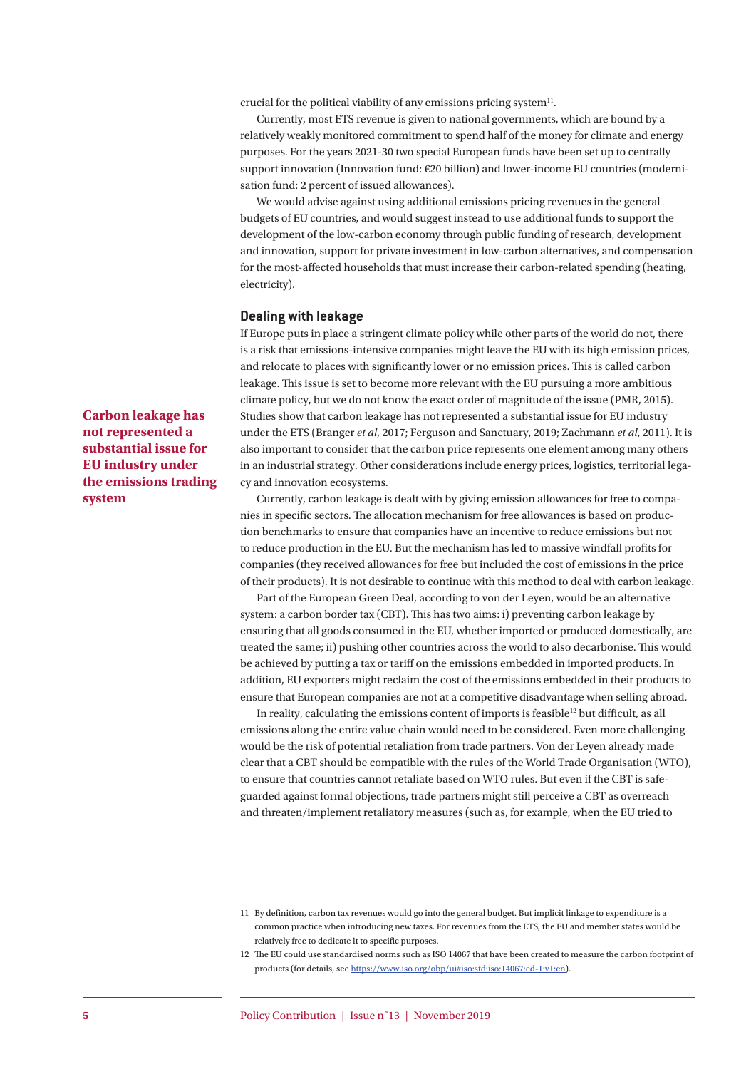crucial for the political viability of any emissions pricing system[11].

Currently, most ETS revenue is given to national governments, which are bound by a relatively weakly monitored commitment to spend half of the money for climate and energy purposes. For the years 2021-30 two special European funds have been set up to centrally support innovation (Innovation fund: €20 billion) and lower-income EU countries (modernisation fund: 2 percent of issued allowances).

We would advise against using additional emissions pricing revenues in the general budgets of EU countries, and would suggest instead to use additional funds to support the development of the low-carbon economy through public funding of research, development and innovation, support for private investment in low-carbon alternatives, and compensation for the most-affected households that must increase their carbon-related spending (heating, electricity).

## Dealing with leakage

**Carbon leakage has not represented a substantial issue for EU industry under the emissions trading system**

If Europe puts in place a stringent climate policy while other parts of the world do not, there is a risk that emissions-intensive companies might leave the EU with its high emission prices, and relocate to places with significantly lower or no emission prices. This is called carbon leakage. This issue is set to become more relevant with the EU pursuing a more ambitious climate policy, but we do not know the exact order of magnitude of the issue (PMR, 2015). Studies show that carbon leakage has not represented a substantial issue for EU industry under the ETS (Branger *et al*, 2017; Ferguson and Sanctuary, 2019; Zachmann *et al*, 2011). It is also important to consider that the carbon price represents one element among many others in an industrial strategy. Other considerations include energy prices, logistics, territorial legacy and innovation ecosystems.

Currently, carbon leakage is dealt with by giving emission allowances for free to companies in specific sectors. The allocation mechanism for free allowances is based on production benchmarks to ensure that companies have an incentive to reduce emissions but not to reduce production in the EU. But the mechanism has led to massive windfall profits for companies (they received allowances for free but included the cost of emissions in the price of their products). It is not desirable to continue with this method to deal with carbon leakage.

Part of the European Green Deal, according to von der Leyen, would be an alternative system: a carbon border tax (CBT). This has two aims: i) preventing carbon leakage by ensuring that all goods consumed in the EU, whether imported or produced domestically, are treated the same; ii) pushing other countries across the world to also decarbonise. This would be achieved by putting a tax or tariff on the emissions embedded in imported products. In addition, EU exporters might reclaim the cost of the emissions embedded in their products to ensure that European companies are not at a competitive disadvantage when selling abroad.

In reality, calculating the emissions content of imports is feasible[12] but difficult, as all emissions along the entire value chain would need to be considered. Even more challenging would be the risk of potential retaliation from trade partners. Von der Leyen already made clear that a CBT should be compatible with the rules of the World Trade Organisation (WTO), to ensure that countries cannot retaliate based on WTO rules. But even if the CBT is safeguarded against formal objections, trade partners might still perceive a CBT as overreach and threaten/implement retaliatory measures (such as, for example, when the EU tried to

11 By definition, carbon tax revenues would go into the general budget. But implicit linkage to expenditure is a common practice when introducing new taxes. For revenues from the ETS, the EU and member states would be relatively free to dedicate it to specific purposes.

12 The EU could use standardised norms such as ISO 14067 that have been created to measure the carbon footprint of products (for details, see https://www.iso.org/obp/ui#iso:std:iso:14067:ed-1:v1:en).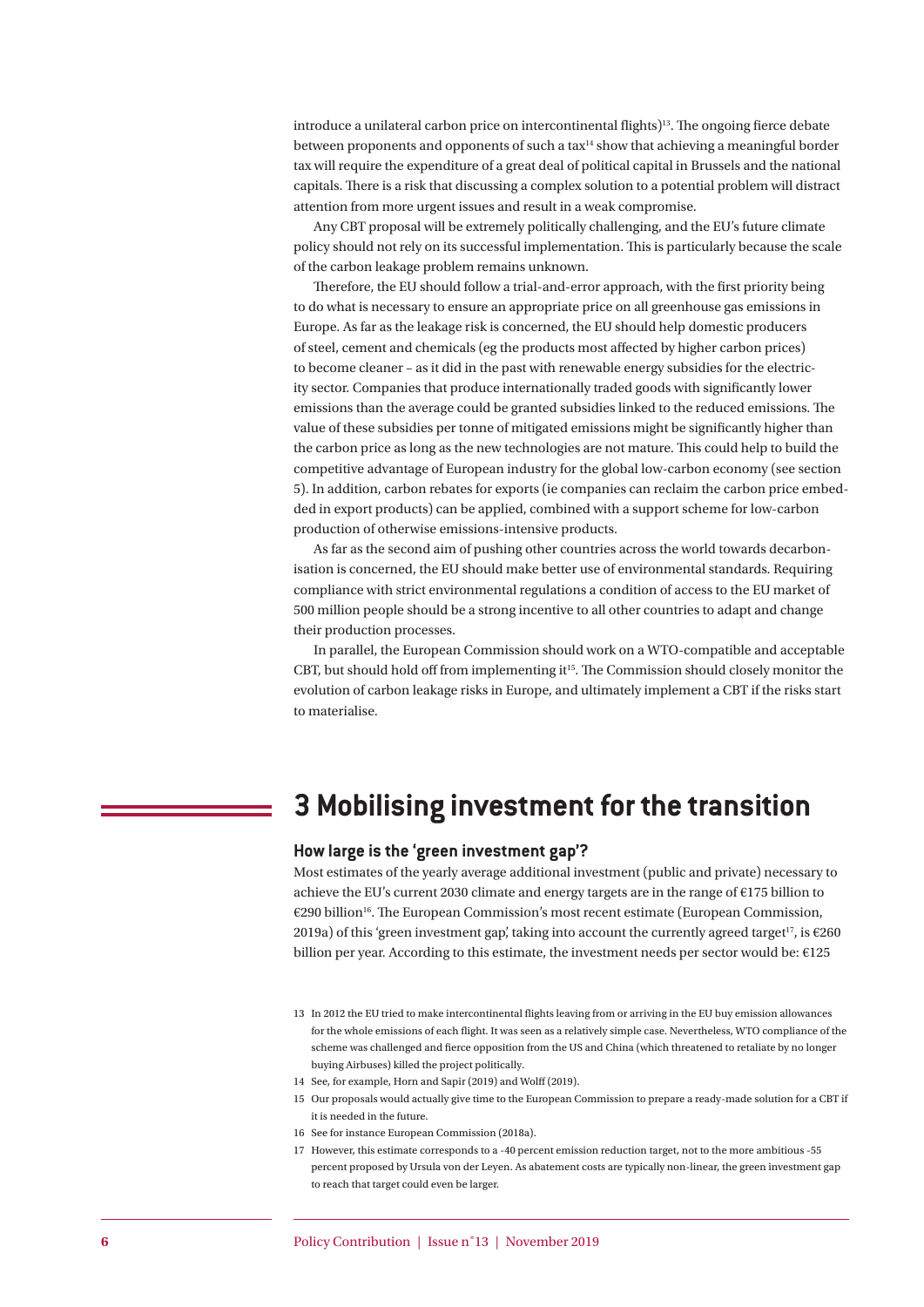introduce a unilateral carbon price on intercontinental flights)[13]. The ongoing fierce debate between proponents and opponents of such a tax[14] show that achieving a meaningful border tax will require the expenditure of a great deal of political capital in Brussels and the national capitals. There is a risk that discussing a complex solution to a potential problem will distract attention from more urgent issues and result in a weak compromise.

Any CBT proposal will be extremely politically challenging, and the EU's future climate policy should not rely on its successful implementation. This is particularly because the scale of the carbon leakage problem remains unknown.

Therefore, the EU should follow a trial-and-error approach, with the first priority being to do what is necessary to ensure an appropriate price on all greenhouse gas emissions in Europe. As far as the leakage risk is concerned, the EU should help domestic producers of steel, cement and chemicals (eg the products most affected by higher carbon prices) to become cleaner – as it did in the past with renewable energy subsidies for the electricity sector. Companies that produce internationally traded goods with significantly lower emissions than the average could be granted subsidies linked to the reduced emissions. The value of these subsidies per tonne of mitigated emissions might be significantly higher than the carbon price as long as the new technologies are not mature. This could help to build the competitive advantage of European industry for the global low-carbon economy (see section 5). In addition, carbon rebates for exports (ie companies can reclaim the carbon price embedded in export products) can be applied, combined with a support scheme for low-carbon production of otherwise emissions-intensive products.

As far as the second aim of pushing other countries across the world towards decarbonisation is concerned, the EU should make better use of environmental standards. Requiring compliance with strict environmental regulations a condition of access to the EU market of 500 million people should be a strong incentive to all other countries to adapt and change their production processes.

In parallel, the European Commission should work on a WTO-compatible and acceptable CBT, but should hold off from implementing it[15]. The Commission should closely monitor the evolution of carbon leakage risks in Europe, and ultimately implement a CBT if the risks start to materialise.

# 3 Mobilising investment for the transition

## How large is the 'green investment gap'?

Most estimates of the yearly average additional investment (public and private) necessary to achieve the EU's current 2030 climate and energy targets are in the range of €175 billion to €290 billion[16]. The European Commission's most recent estimate (European Commission, 2019a) of this 'green investment gap', taking into account the currently agreed target[17], is €260 billion per year. According to this estimate, the investment needs per sector would be: €125

13 In 2012 the EU tried to make intercontinental flights leaving from or arriving in the EU buy emission allowances for the whole emissions of each flight. It was seen as a relatively simple case. Nevertheless, WTO compliance of the scheme was challenged and fierce opposition from the US and China (which threatened to retaliate by no longer buying Airbuses) killed the project politically.

14 See, for example, Horn and Sapir (2019) and Wolff (2019).

15 Our proposals would actually give time to the European Commission to prepare a ready-made solution for a CBT if it is needed in the future.

16 See for instance European Commission (2018a).

17 However, this estimate corresponds to a -40 percent emission reduction target, not to the more ambitious -55 percent proposed by Ursula von der Leyen. As abatement costs are typically non-linear, the green investment gap to reach that target could even be larger.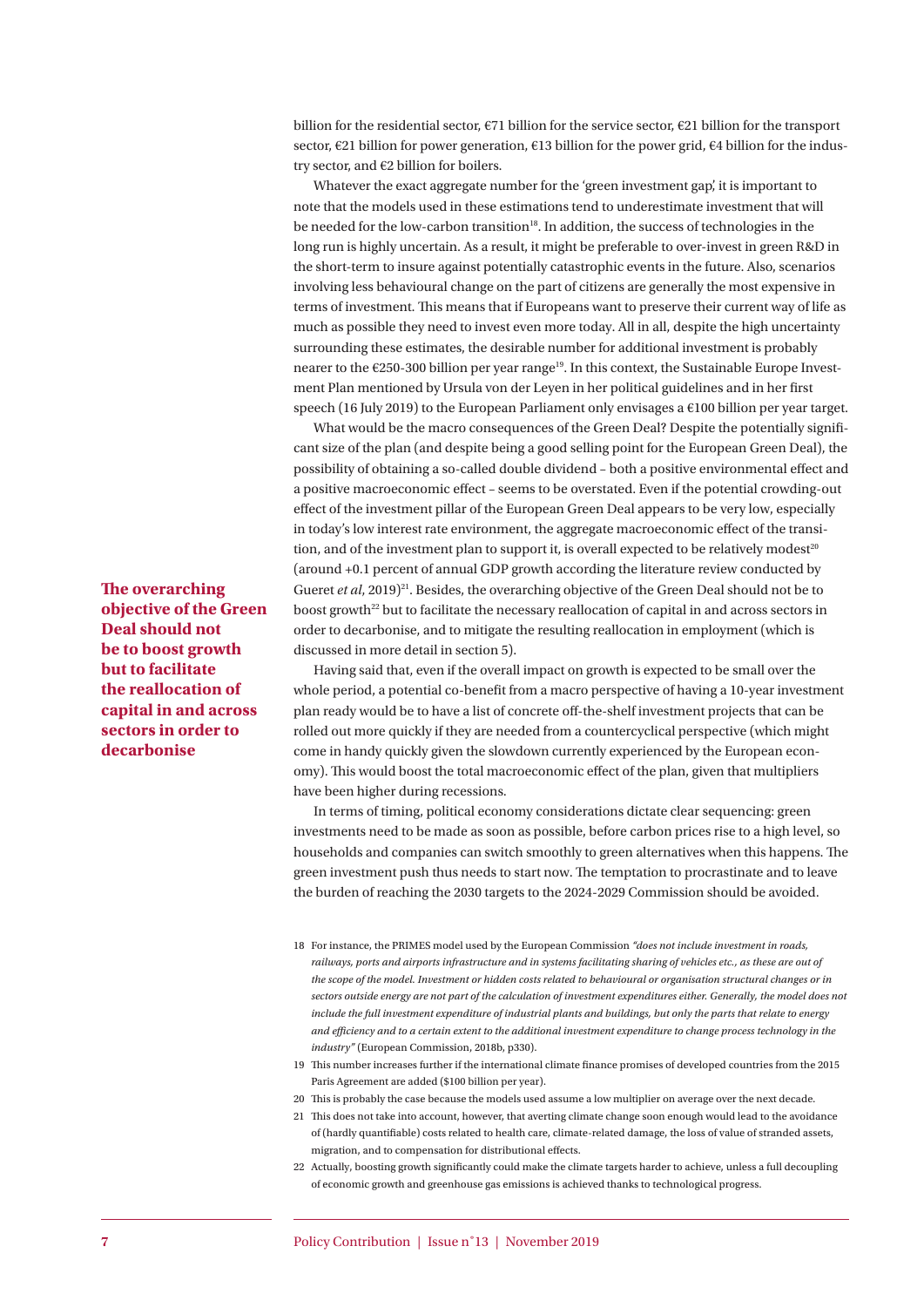billion for the residential sector, €71 billion for the service sector, €21 billion for the transport sector, €21 billion for power generation, €13 billion for the power grid, €4 billion for the industry sector, and €2 billion for boilers.

Whatever the exact aggregate number for the 'green investment gap', it is important to note that the models used in these estimations tend to underestimate investment that will be needed for the low-carbon transition[18]. In addition, the success of technologies in the long run is highly uncertain. As a result, it might be preferable to over-invest in green R&D in the short-term to insure against potentially catastrophic events in the future. Also, scenarios involving less behavioural change on the part of citizens are generally the most expensive in terms of investment. This means that if Europeans want to preserve their current way of life as much as possible they need to invest even more today. All in all, despite the high uncertainty surrounding these estimates, the desirable number for additional investment is probably nearer to the €250-300 billion per year range[19]. In this context, the Sustainable Europe Investment Plan mentioned by Ursula von der Leyen in her political guidelines and in her first speech (16 July 2019) to the European Parliament only envisages a €100 billion per year target.

What would be the macro consequences of the Green Deal? Despite the potentially significant size of the plan (and despite being a good selling point for the European Green Deal), the possibility of obtaining a so-called double dividend – both a positive environmental effect and a positive macroeconomic effect – seems to be overstated. Even if the potential crowding-out effect of the investment pillar of the European Green Deal appears to be very low, especially in today's low interest rate environment, the aggregate macroeconomic effect of the transition, and of the investment plan to support it, is overall expected to be relatively modest[20] (around +0.1 percent of annual GDP growth according the literature review conducted by Gueret *et al*, 2019)[21]. Besides, the overarching objective of the Green Deal should not be to boost growth[22] but to facilitate the necessary reallocation of capital in and across sectors in order to decarbonise, and to mitigate the resulting reallocation in employment (which is discussed in more detail in section 5).

**The overarching objective of the Green Deal should not be to boost growth but to facilitate the reallocation of capital in and across sectors in order to decarbonise**

Having said that, even if the overall impact on growth is expected to be small over the whole period, a potential co-benefit from a macro perspective of having a 10-year investment plan ready would be to have a list of concrete off-the-shelf investment projects that can be rolled out more quickly if they are needed from a countercyclical perspective (which might come in handy quickly given the slowdown currently experienced by the European economy). This would boost the total macroeconomic effect of the plan, given that multipliers have been higher during recessions.

In terms of timing, political economy considerations dictate clear sequencing: green investments need to be made as soon as possible, before carbon prices rise to a high level, so households and companies can switch smoothly to green alternatives when this happens. The green investment push thus needs to start now. The temptation to procrastinate and to leave the burden of reaching the 2030 targets to the 2024-2029 Commission should be avoided.

18 For instance, the PRIMES model used by the European Commission *"does not include investment in roads, railways, ports and airports infrastructure and in systems facilitating sharing of vehicles etc., as these are out of the scope of the model. Investment or hidden costs related to behavioural or organisation structural changes or in sectors outside energy are not part of the calculation of investment expenditures either. Generally, the model does not include the full investment expenditure of industrial plants and buildings, but only the parts that relate to energy and efficiency and to a certain extent to the additional investment expenditure to change process technology in the industry"* (European Commission, 2018b, p330).

19 This number increases further if the international climate finance promises of developed countries from the 2015 Paris Agreement are added ($100 billion per year).

20 This is probably the case because the models used assume a low multiplier on average over the next decade.

21 This does not take into account, however, that averting climate change soon enough would lead to the avoidance of (hardly quantifiable) costs related to health care, climate-related damage, the loss of value of stranded assets, migration, and to compensation for distributional effects.

22 Actually, boosting growth significantly could make the climate targets harder to achieve, unless a full decoupling of economic growth and greenhouse gas emissions is achieved thanks to technological progress.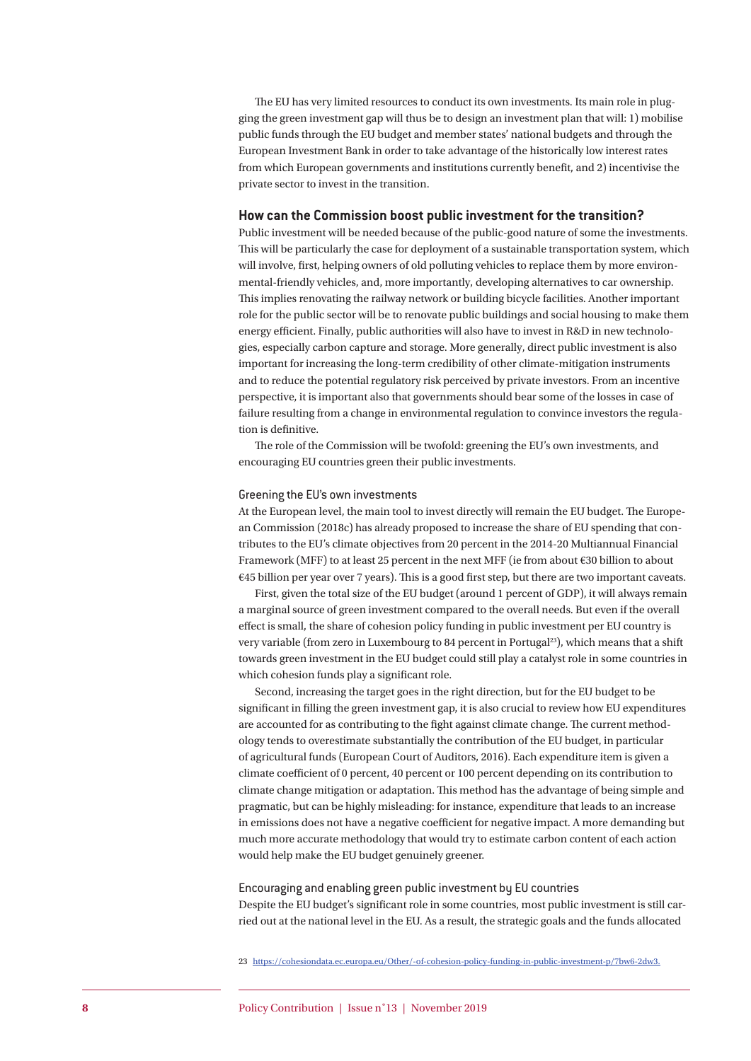The EU has very limited resources to conduct its own investments. Its main role in plugging the green investment gap will thus be to design an investment plan that will: 1) mobilise public funds through the EU budget and member states' national budgets and through the European Investment Bank in order to take advantage of the historically low interest rates from which European governments and institutions currently benefit, and 2) incentivise the private sector to invest in the transition.

## How can the Commission boost public investment for the transition?

Public investment will be needed because of the public-good nature of some the investments. This will be particularly the case for deployment of a sustainable transportation system, which will involve, first, helping owners of old polluting vehicles to replace them by more environmental-friendly vehicles, and, more importantly, developing alternatives to car ownership. This implies renovating the railway network or building bicycle facilities. Another important role for the public sector will be to renovate public buildings and social housing to make them energy efficient. Finally, public authorities will also have to invest in R&D in new technologies, especially carbon capture and storage. More generally, direct public investment is also important for increasing the long-term credibility of other climate-mitigation instruments and to reduce the potential regulatory risk perceived by private investors. From an incentive perspective, it is important also that governments should bear some of the losses in case of failure resulting from a change in environmental regulation to convince investors the regulation is definitive.

The role of the Commission will be twofold: greening the EU's own investments, and encouraging EU countries green their public investments.

### Greening the EU's own investments

At the European level, the main tool to invest directly will remain the EU budget. The European Commission (2018c) has already proposed to increase the share of EU spending that contributes to the EU's climate objectives from 20 percent in the 2014-20 Multiannual Financial Framework (MFF) to at least 25 percent in the next MFF (ie from about €30 billion to about €45 billion per year over 7 years). This is a good first step, but there are two important caveats.

First, given the total size of the EU budget (around 1 percent of GDP), it will always remain a marginal source of green investment compared to the overall needs. But even if the overall effect is small, the share of cohesion policy funding in public investment per EU country is very variable (from zero in Luxembourg to 84 percent in Portugal[23]), which means that a shift towards green investment in the EU budget could still play a catalyst role in some countries in which cohesion funds play a significant role.

Second, increasing the target goes in the right direction, but for the EU budget to be significant in filling the green investment gap, it is also crucial to review how EU expenditures are accounted for as contributing to the fight against climate change. The current methodology tends to overestimate substantially the contribution of the EU budget, in particular of agricultural funds (European Court of Auditors, 2016). Each expenditure item is given a climate coefficient of 0 percent, 40 percent or 100 percent depending on its contribution to climate change mitigation or adaptation. This method has the advantage of being simple and pragmatic, but can be highly misleading: for instance, expenditure that leads to an increase in emissions does not have a negative coefficient for negative impact. A more demanding but much more accurate methodology that would try to estimate carbon content of each action would help make the EU budget genuinely greener.

### Encouraging and enabling green public investment by EU countries

Despite the EU budget's significant role in some countries, most public investment is still carried out at the national level in the EU. As a result, the strategic goals and the funds allocated

23 https://cohesiondata.ec.europa.eu/Other/-of-cohesion-policy-funding-in-public-investment-p/7bw6-2dw3.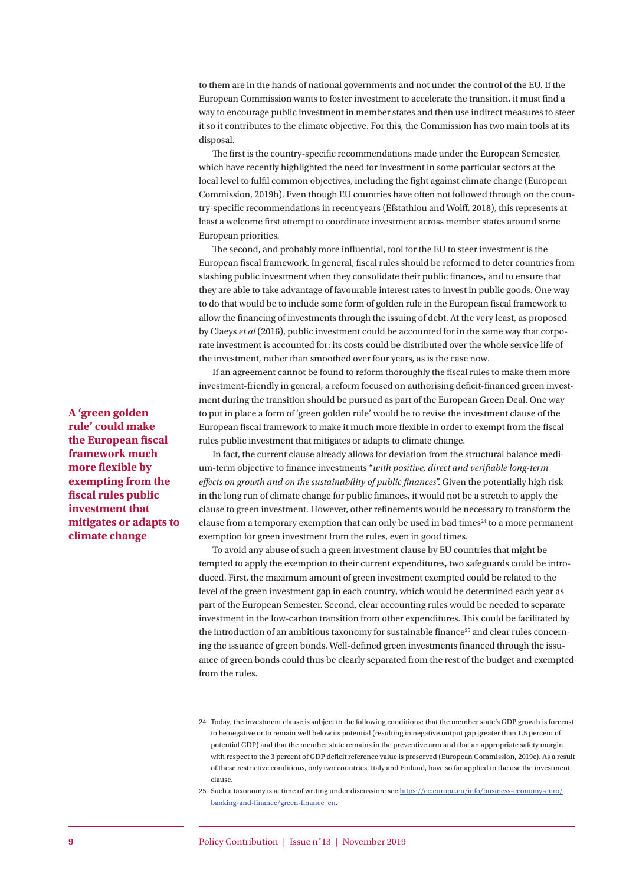to them are in the hands of national governments and not under the control of the EU. If the European Commission wants to foster investment to accelerate the transition, it must find a way to encourage public investment in member states and then use indirect measures to steer it so it contributes to the climate objective. For this, the Commission has two main tools at its disposal.

The first is the country-specific recommendations made under the European Semester, which have recently highlighted the need for investment in some particular sectors at the local level to fulfil common objectives, including the fight against climate change (European Commission, 2019b). Even though EU countries have often not followed through on the country-specific recommendations in recent years (Efstathiou and Wolff, 2018), this represents at least a welcome first attempt to coordinate investment across member states around some European priorities.

The second, and probably more influential, tool for the EU to steer investment is the European fiscal framework. In general, fiscal rules should be reformed to deter countries from slashing public investment when they consolidate their public finances, and to ensure that they are able to take advantage of favourable interest rates to invest in public goods. One way to do that would be to include some form of golden rule in the European fiscal framework to allow the financing of investments through the issuing of debt. At the very least, as proposed by Claeys *et al* (2016), public investment could be accounted for in the same way that corporate investment is accounted for: its costs could be distributed over the whole service life of the investment, rather than smoothed over four years, as is the case now.

**A 'green golden rule' could make the European fiscal framework much more flexible by exempting from the fiscal rules public investment that mitigates or adapts to climate change**

If an agreement cannot be found to reform thoroughly the fiscal rules to make them more investment-friendly in general, a reform focused on authorising deficit-financed green investment during the transition should be pursued as part of the European Green Deal. One way to put in place a form of 'green golden rule' would be to revise the investment clause of the European fiscal framework to make it much more flexible in order to exempt from the fiscal rules public investment that mitigates or adapts to climate change.

In fact, the current clause already allows for deviation from the structural balance medium-term objective to finance investments "*with positive, direct and verifiable long-term effects on growth and on the sustainability of public finances*". Given the potentially high risk in the long run of climate change for public finances, it would not be a stretch to apply the clause to green investment. However, other refinements would be necessary to transform the clause from a temporary exemption that can only be used in bad times[24] to a more permanent exemption for green investment from the rules, even in good times.

To avoid any abuse of such a green investment clause by EU countries that might be tempted to apply the exemption to their current expenditures, two safeguards could be introduced. First, the maximum amount of green investment exempted could be related to the level of the green investment gap in each country, which would be determined each year as part of the European Semester. Second, clear accounting rules would be needed to separate investment in the low-carbon transition from other expenditures. This could be facilitated by the introduction of an ambitious taxonomy for sustainable finance[25] and clear rules concerning the issuance of green bonds. Well-defined green investments financed through the issuance of green bonds could thus be clearly separated from the rest of the budget and exempted from the rules.

24 Today, the investment clause is subject to the following conditions: that the member state's GDP growth is forecast to be negative or to remain well below its potential (resulting in negative output gap greater than 1.5 percent of potential GDP) and that the member state remains in the preventive arm and that an appropriate safety margin with respect to the 3 percent of GDP deficit reference value is preserved (European Commission, 2019c). As a result of these restrictive conditions, only two countries, Italy and Finland, have so far applied to the use the investment clause.

25 Such a taxonomy is at time of writing under discussion; see [https://ec.europa.eu/info/business-economy-euro/banking-and-finance/green-finance_en](https://ec.europa.eu/info/business-economy-euro/banking-and-finance/green-finance_en).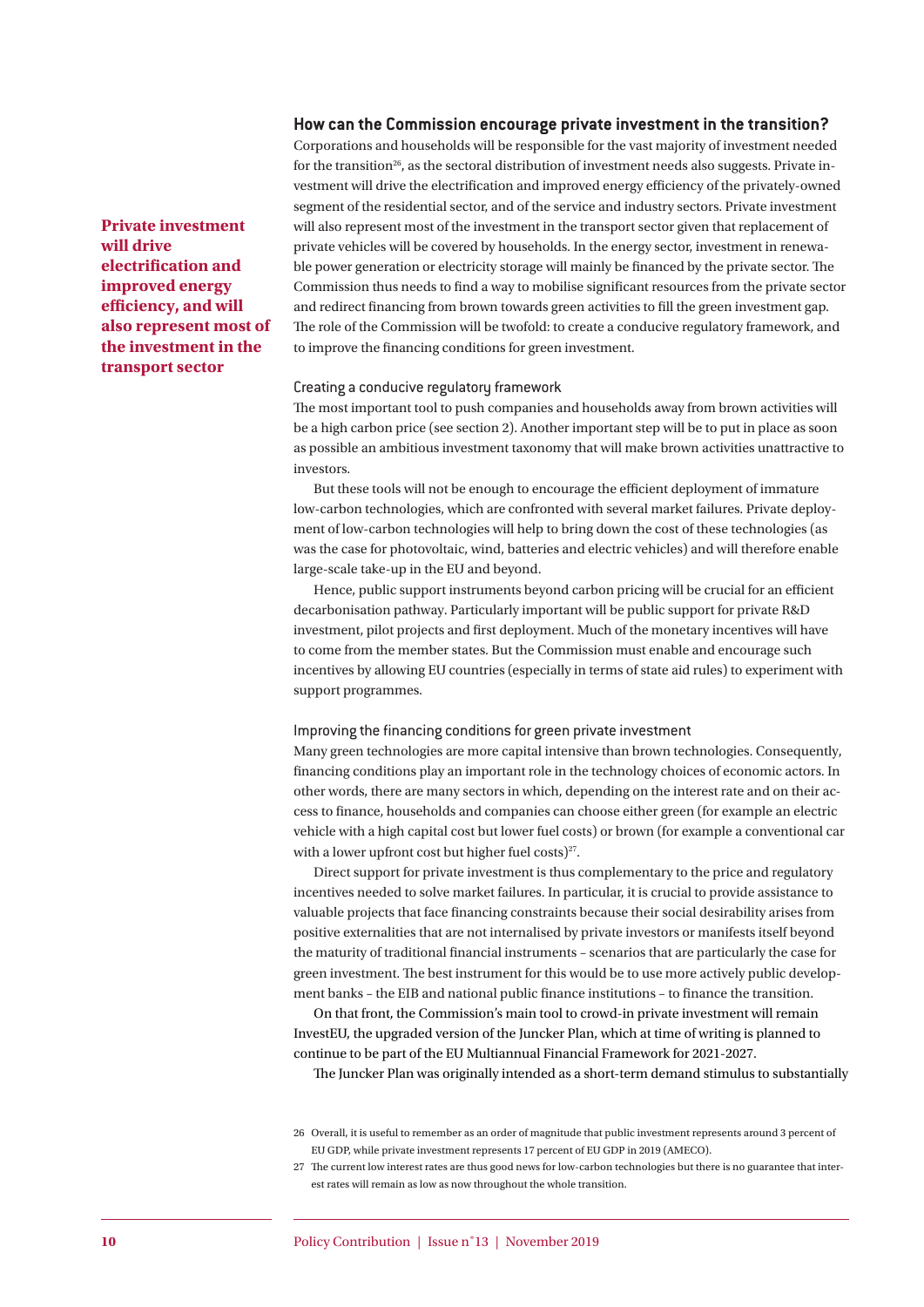**Private investment will drive electrification and improved energy efficiency, and will also represent most of the investment in the transport sector**

### How can the Commission encourage private investment in the transition?

Corporations and households will be responsible for the vast majority of investment needed for the transition[26], as the sectoral distribution of investment needs also suggests. Private investment will drive the electrification and improved energy efficiency of the privately-owned segment of the residential sector, and of the service and industry sectors. Private investment will also represent most of the investment in the transport sector given that replacement of private vehicles will be covered by households. In the energy sector, investment in renewable power generation or electricity storage will mainly be financed by the private sector. The Commission thus needs to find a way to mobilise significant resources from the private sector and redirect financing from brown towards green activities to fill the green investment gap. The role of the Commission will be twofold: to create a conducive regulatory framework, and to improve the financing conditions for green investment.

#### Creating a conducive regulatory framework

The most important tool to push companies and households away from brown activities will be a high carbon price (see section 2). Another important step will be to put in place as soon as possible an ambitious investment taxonomy that will make brown activities unattractive to investors.

But these tools will not be enough to encourage the efficient deployment of immature low-carbon technologies, which are confronted with several market failures. Private deployment of low-carbon technologies will help to bring down the cost of these technologies (as was the case for photovoltaic, wind, batteries and electric vehicles) and will therefore enable large-scale take-up in the EU and beyond.

Hence, public support instruments beyond carbon pricing will be crucial for an efficient decarbonisation pathway. Particularly important will be public support for private R&D investment, pilot projects and first deployment. Much of the monetary incentives will have to come from the member states. But the Commission must enable and encourage such incentives by allowing EU countries (especially in terms of state aid rules) to experiment with support programmes.

#### Improving the financing conditions for green private investment

Many green technologies are more capital intensive than brown technologies. Consequently, financing conditions play an important role in the technology choices of economic actors. In other words, there are many sectors in which, depending on the interest rate and on their access to finance, households and companies can choose either green (for example an electric vehicle with a high capital cost but lower fuel costs) or brown (for example a conventional car with a lower upfront cost but higher fuel costs)[27].

Direct support for private investment is thus complementary to the price and regulatory incentives needed to solve market failures. In particular, it is crucial to provide assistance to valuable projects that face financing constraints because their social desirability arises from positive externalities that are not internalised by private investors or manifests itself beyond the maturity of traditional financial instruments – scenarios that are particularly the case for green investment. The best instrument for this would be to use more actively public development banks – the EIB and national public finance institutions – to finance the transition.

On that front, the Commission's main tool to crowd-in private investment will remain InvestEU, the upgraded version of the Juncker Plan, which at time of writing is planned to continue to be part of the EU Multiannual Financial Framework for 2021-2027.

The Juncker Plan was originally intended as a short-term demand stimulus to substantially

---

26 Overall, it is useful to remember as an order of magnitude that public investment represents around 3 percent of EU GDP, while private investment represents 17 percent of EU GDP in 2019 (AMECO).

27 The current low interest rates are thus good news for low-carbon technologies but there is no guarantee that interest rates will remain as low as now throughout the whole transition.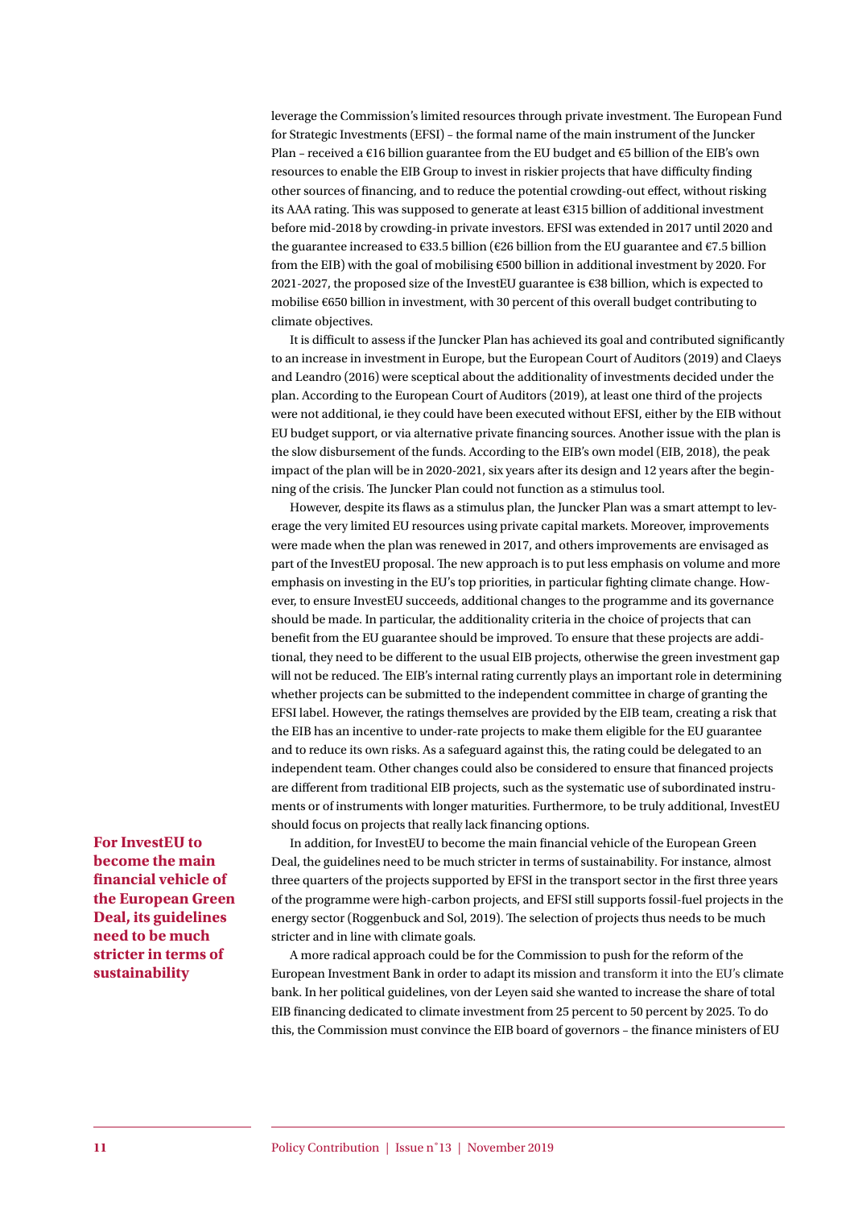leverage the Commission's limited resources through private investment. The European Fund for Strategic Investments (EFSI) – the formal name of the main instrument of the Juncker Plan – received a €16 billion guarantee from the EU budget and €5 billion of the EIB's own resources to enable the EIB Group to invest in riskier projects that have difficulty finding other sources of financing, and to reduce the potential crowding-out effect, without risking its AAA rating. This was supposed to generate at least €315 billion of additional investment before mid-2018 by crowding-in private investors. EFSI was extended in 2017 until 2020 and the guarantee increased to €33.5 billion (€26 billion from the EU guarantee and €7.5 billion from the EIB) with the goal of mobilising €500 billion in additional investment by 2020. For 2021-2027, the proposed size of the InvestEU guarantee is €38 billion, which is expected to mobilise €650 billion in investment, with 30 percent of this overall budget contributing to climate objectives.

It is difficult to assess if the Juncker Plan has achieved its goal and contributed significantly to an increase in investment in Europe, but the European Court of Auditors (2019) and Claeys and Leandro (2016) were sceptical about the additionality of investments decided under the plan. According to the European Court of Auditors (2019), at least one third of the projects were not additional, ie they could have been executed without EFSI, either by the EIB without EU budget support, or via alternative private financing sources. Another issue with the plan is the slow disbursement of the funds. According to the EIB's own model (EIB, 2018), the peak impact of the plan will be in 2020-2021, six years after its design and 12 years after the beginning of the crisis. The Juncker Plan could not function as a stimulus tool.

However, despite its flaws as a stimulus plan, the Juncker Plan was a smart attempt to leverage the very limited EU resources using private capital markets. Moreover, improvements were made when the plan was renewed in 2017, and others improvements are envisaged as part of the InvestEU proposal. The new approach is to put less emphasis on volume and more emphasis on investing in the EU's top priorities, in particular fighting climate change. However, to ensure InvestEU succeeds, additional changes to the programme and its governance should be made. In particular, the additionality criteria in the choice of projects that can benefit from the EU guarantee should be improved. To ensure that these projects are additional, they need to be different to the usual EIB projects, otherwise the green investment gap will not be reduced. The EIB's internal rating currently plays an important role in determining whether projects can be submitted to the independent committee in charge of granting the EFSI label. However, the ratings themselves are provided by the EIB team, creating a risk that the EIB has an incentive to under-rate projects to make them eligible for the EU guarantee and to reduce its own risks. As a safeguard against this, the rating could be delegated to an independent team. Other changes could also be considered to ensure that financed projects are different from traditional EIB projects, such as the systematic use of subordinated instruments or of instruments with longer maturities. Furthermore, to be truly additional, InvestEU should focus on projects that really lack financing options.

**For InvestEU to become the main financial vehicle of the European Green Deal, its guidelines need to be much stricter in terms of sustainability**

In addition, for InvestEU to become the main financial vehicle of the European Green Deal, the guidelines need to be much stricter in terms of sustainability. For instance, almost three quarters of the projects supported by EFSI in the transport sector in the first three years of the programme were high-carbon projects, and EFSI still supports fossil-fuel projects in the energy sector (Roggenbuck and Sol, 2019). The selection of projects thus needs to be much stricter and in line with climate goals.

A more radical approach could be for the Commission to push for the reform of the European Investment Bank in order to adapt its mission and transform it into the EU's climate bank. In her political guidelines, von der Leyen said she wanted to increase the share of total EIB financing dedicated to climate investment from 25 percent to 50 percent by 2025. To do this, the Commission must convince the EIB board of governors – the finance ministers of EU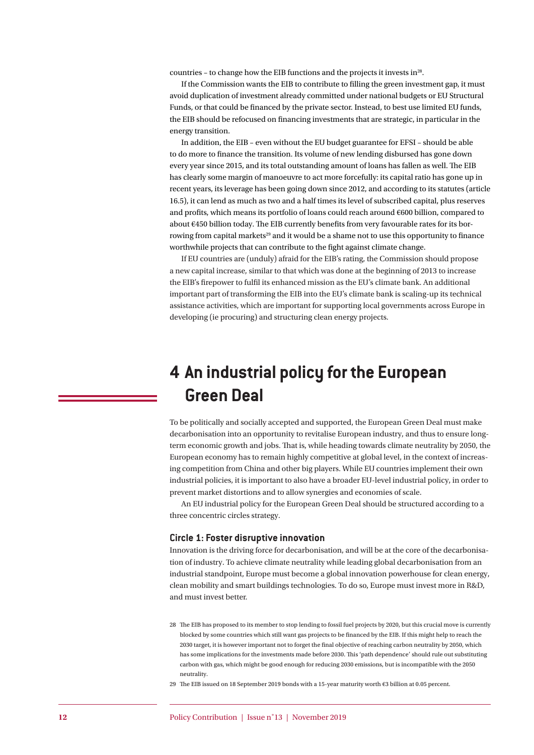countries – to change how the EIB functions and the projects it invests in[28].

If the Commission wants the EIB to contribute to filling the green investment gap, it must avoid duplication of investment already committed under national budgets or EU Structural Funds, or that could be financed by the private sector. Instead, to best use limited EU funds, the EIB should be refocused on financing investments that are strategic, in particular in the energy transition.

In addition, the EIB – even without the EU budget guarantee for EFSI – should be able to do more to finance the transition. Its volume of new lending disbursed has gone down every year since 2015, and its total outstanding amount of loans has fallen as well. The EIB has clearly some margin of manoeuvre to act more forcefully: its capital ratio has gone up in recent years, its leverage has been going down since 2012, and according to its statutes (article 16.5), it can lend as much as two and a half times its level of subscribed capital, plus reserves and profits, which means its portfolio of loans could reach around €600 billion, compared to about €450 billion today. The EIB currently benefits from very favourable rates for its borrowing from capital markets[29] and it would be a shame not to use this opportunity to finance worthwhile projects that can contribute to the fight against climate change.

If EU countries are (unduly) afraid for the EIB's rating, the Commission should propose a new capital increase, similar to that which was done at the beginning of 2013 to increase the EIB's firepower to fulfil its enhanced mission as the EU's climate bank. An additional important part of transforming the EIB into the EU's climate bank is scaling-up its technical assistance activities, which are important for supporting local governments across Europe in developing (ie procuring) and structuring clean energy projects.

# 4 An industrial policy for the European Green Deal

To be politically and socially accepted and supported, the European Green Deal must make decarbonisation into an opportunity to revitalise European industry, and thus to ensure long-term economic growth and jobs. That is, while heading towards climate neutrality by 2050, the European economy has to remain highly competitive at global level, in the context of increasing competition from China and other big players. While EU countries implement their own industrial policies, it is important to also have a broader EU-level industrial policy, in order to prevent market distortions and to allow synergies and economies of scale.

An EU industrial policy for the European Green Deal should be structured according to a three concentric circles strategy.

### Circle 1: Foster disruptive innovation

Innovation is the driving force for decarbonisation, and will be at the core of the decarbonisation of industry. To achieve climate neutrality while leading global decarbonisation from an industrial standpoint, Europe must become a global innovation powerhouse for clean energy, clean mobility and smart buildings technologies. To do so, Europe must invest more in R&D, and must invest better.

28 The EIB has proposed to its member to stop lending to fossil fuel projects by 2020, but this crucial move is currently blocked by some countries which still want gas projects to be financed by the EIB. If this might help to reach the 2030 target, it is however important not to forget the final objective of reaching carbon neutrality by 2050, which has some implications for the investments made before 2030. This 'path dependence' should rule out substituting carbon with gas, which might be good enough for reducing 2030 emissions, but is incompatible with the 2050 neutrality.

29 The EIB issued on 18 September 2019 bonds with a 15-year maturity worth €3 billion at 0.05 percent.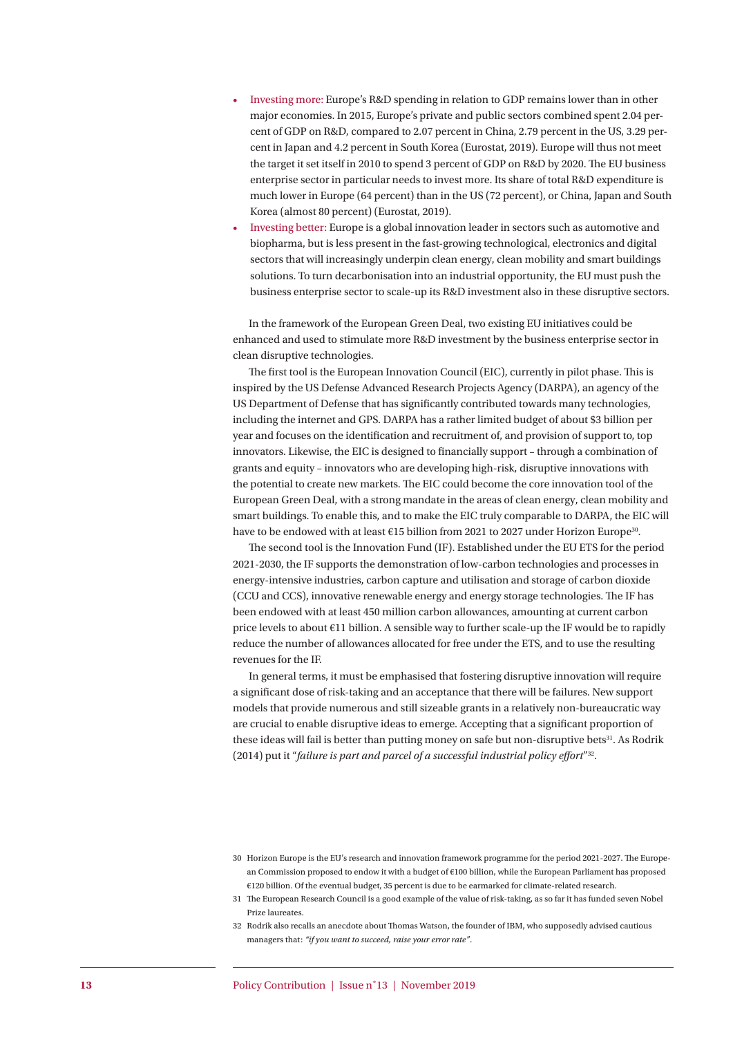- Investing more: Europe's R&D spending in relation to GDP remains lower than in other major economies. In 2015, Europe's private and public sectors combined spent 2.04 percent of GDP on R&D, compared to 2.07 percent in China, 2.79 percent in the US, 3.29 percent in Japan and 4.2 percent in South Korea (Eurostat, 2019). Europe will thus not meet the target it set itself in 2010 to spend 3 percent of GDP on R&D by 2020. The EU business enterprise sector in particular needs to invest more. Its share of total R&D expenditure is much lower in Europe (64 percent) than in the US (72 percent), or China, Japan and South Korea (almost 80 percent) (Eurostat, 2019).
- Investing better: Europe is a global innovation leader in sectors such as automotive and biopharma, but is less present in the fast-growing technological, electronics and digital sectors that will increasingly underpin clean energy, clean mobility and smart buildings solutions. To turn decarbonisation into an industrial opportunity, the EU must push the business enterprise sector to scale-up its R&D investment also in these disruptive sectors.

In the framework of the European Green Deal, two existing EU initiatives could be enhanced and used to stimulate more R&D investment by the business enterprise sector in clean disruptive technologies.

The first tool is the European Innovation Council (EIC), currently in pilot phase. This is inspired by the US Defense Advanced Research Projects Agency (DARPA), an agency of the US Department of Defense that has significantly contributed towards many technologies, including the internet and GPS. DARPA has a rather limited budget of about $3 billion per year and focuses on the identification and recruitment of, and provision of support to, top innovators. Likewise, the EIC is designed to financially support – through a combination of grants and equity – innovators who are developing high-risk, disruptive innovations with the potential to create new markets. The EIC could become the core innovation tool of the European Green Deal, with a strong mandate in the areas of clean energy, clean mobility and smart buildings. To enable this, and to make the EIC truly comparable to DARPA, the EIC will have to be endowed with at least €15 billion from 2021 to 2027 under Horizon Europe[30].

The second tool is the Innovation Fund (IF). Established under the EU ETS for the period 2021-2030, the IF supports the demonstration of low-carbon technologies and processes in energy-intensive industries, carbon capture and utilisation and storage of carbon dioxide (CCU and CCS), innovative renewable energy and energy storage technologies. The IF has been endowed with at least 450 million carbon allowances, amounting at current carbon price levels to about €11 billion. A sensible way to further scale-up the IF would be to rapidly reduce the number of allowances allocated for free under the ETS, and to use the resulting revenues for the IF.

In general terms, it must be emphasised that fostering disruptive innovation will require a significant dose of risk-taking and an acceptance that there will be failures. New support models that provide numerous and still sizeable grants in a relatively non-bureaucratic way are crucial to enable disruptive ideas to emerge. Accepting that a significant proportion of these ideas will fail is better than putting money on safe but non-disruptive bets[31]. As Rodrik (2014) put it "*failure is part and parcel of a successful industrial policy effort*"[32].

---

30 Horizon Europe is the EU's research and innovation framework programme for the period 2021-2027. The European Commission proposed to endow it with a budget of €100 billion, while the European Parliament has proposed €120 billion. Of the eventual budget, 35 percent is due to be earmarked for climate-related research.

31 The European Research Council is a good example of the value of risk-taking, as so far it has funded seven Nobel Prize laureates.

32 Rodrik also recalls an anecdote about Thomas Watson, the founder of IBM, who supposedly advised cautious managers that: *"if you want to succeed, raise your error rate"*.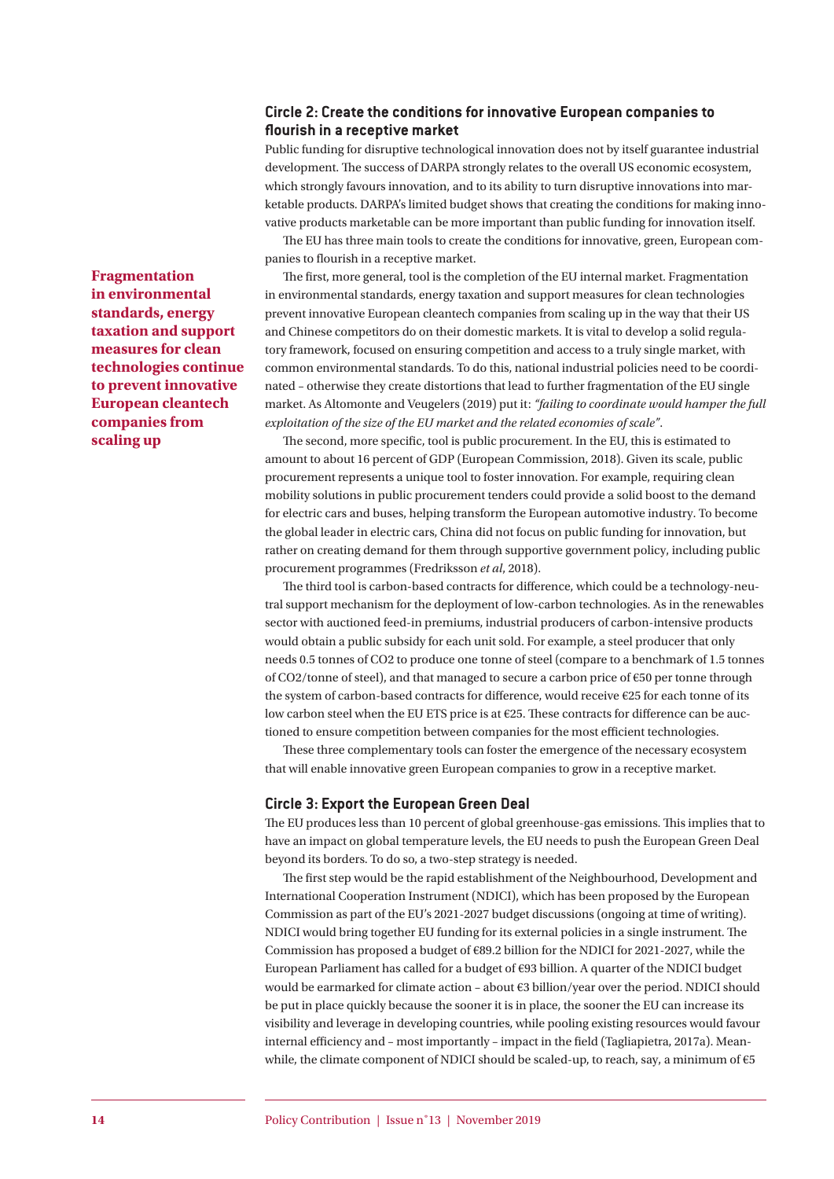## Circle 2: Create the conditions for innovative European companies to flourish in a receptive market

Public funding for disruptive technological innovation does not by itself guarantee industrial development. The success of DARPA strongly relates to the overall US economic ecosystem, which strongly favours innovation, and to its ability to turn disruptive innovations into marketable products. DARPA's limited budget shows that creating the conditions for making innovative products marketable can be more important than public funding for innovation itself.

The EU has three main tools to create the conditions for innovative, green, European companies to flourish in a receptive market.

**Fragmentation in environmental standards, energy taxation and support measures for clean technologies continue to prevent innovative European cleantech companies from scaling up**

The first, more general, tool is the completion of the EU internal market. Fragmentation in environmental standards, energy taxation and support measures for clean technologies prevent innovative European cleantech companies from scaling up in the way that their US and Chinese competitors do on their domestic markets. It is vital to develop a solid regulatory framework, focused on ensuring competition and access to a truly single market, with common environmental standards. To do this, national industrial policies need to be coordinated – otherwise they create distortions that lead to further fragmentation of the EU single market. As Altomonte and Veugelers (2019) put it: *"failing to coordinate would hamper the full exploitation of the size of the EU market and the related economies of scale"*.

The second, more specific, tool is public procurement. In the EU, this is estimated to amount to about 16 percent of GDP (European Commission, 2018). Given its scale, public procurement represents a unique tool to foster innovation. For example, requiring clean mobility solutions in public procurement tenders could provide a solid boost to the demand for electric cars and buses, helping transform the European automotive industry. To become the global leader in electric cars, China did not focus on public funding for innovation, but rather on creating demand for them through supportive government policy, including public procurement programmes (Fredriksson *et al*, 2018).

The third tool is carbon-based contracts for difference, which could be a technology-neutral support mechanism for the deployment of low-carbon technologies. As in the renewables sector with auctioned feed-in premiums, industrial producers of carbon-intensive products would obtain a public subsidy for each unit sold. For example, a steel producer that only needs 0.5 tonnes of CO2 to produce one tonne of steel (compare to a benchmark of 1.5 tonnes of CO2/tonne of steel), and that managed to secure a carbon price of €50 per tonne through the system of carbon-based contracts for difference, would receive €25 for each tonne of its low carbon steel when the EU ETS price is at €25. These contracts for difference can be auctioned to ensure competition between companies for the most efficient technologies.

These three complementary tools can foster the emergence of the necessary ecosystem that will enable innovative green European companies to grow in a receptive market.

## Circle 3: Export the European Green Deal

The EU produces less than 10 percent of global greenhouse-gas emissions. This implies that to have an impact on global temperature levels, the EU needs to push the European Green Deal beyond its borders. To do so, a two-step strategy is needed.

The first step would be the rapid establishment of the Neighbourhood, Development and International Cooperation Instrument (NDICI), which has been proposed by the European Commission as part of the EU's 2021-2027 budget discussions (ongoing at time of writing). NDICI would bring together EU funding for its external policies in a single instrument. The Commission has proposed a budget of €89.2 billion for the NDICI for 2021-2027, while the European Parliament has called for a budget of €93 billion. A quarter of the NDICI budget would be earmarked for climate action – about €3 billion/year over the period. NDICI should be put in place quickly because the sooner it is in place, the sooner the EU can increase its visibility and leverage in developing countries, while pooling existing resources would favour internal efficiency and – most importantly – impact in the field (Tagliapietra, 2017a). Meanwhile, the climate component of NDICI should be scaled-up, to reach, say, a minimum of €5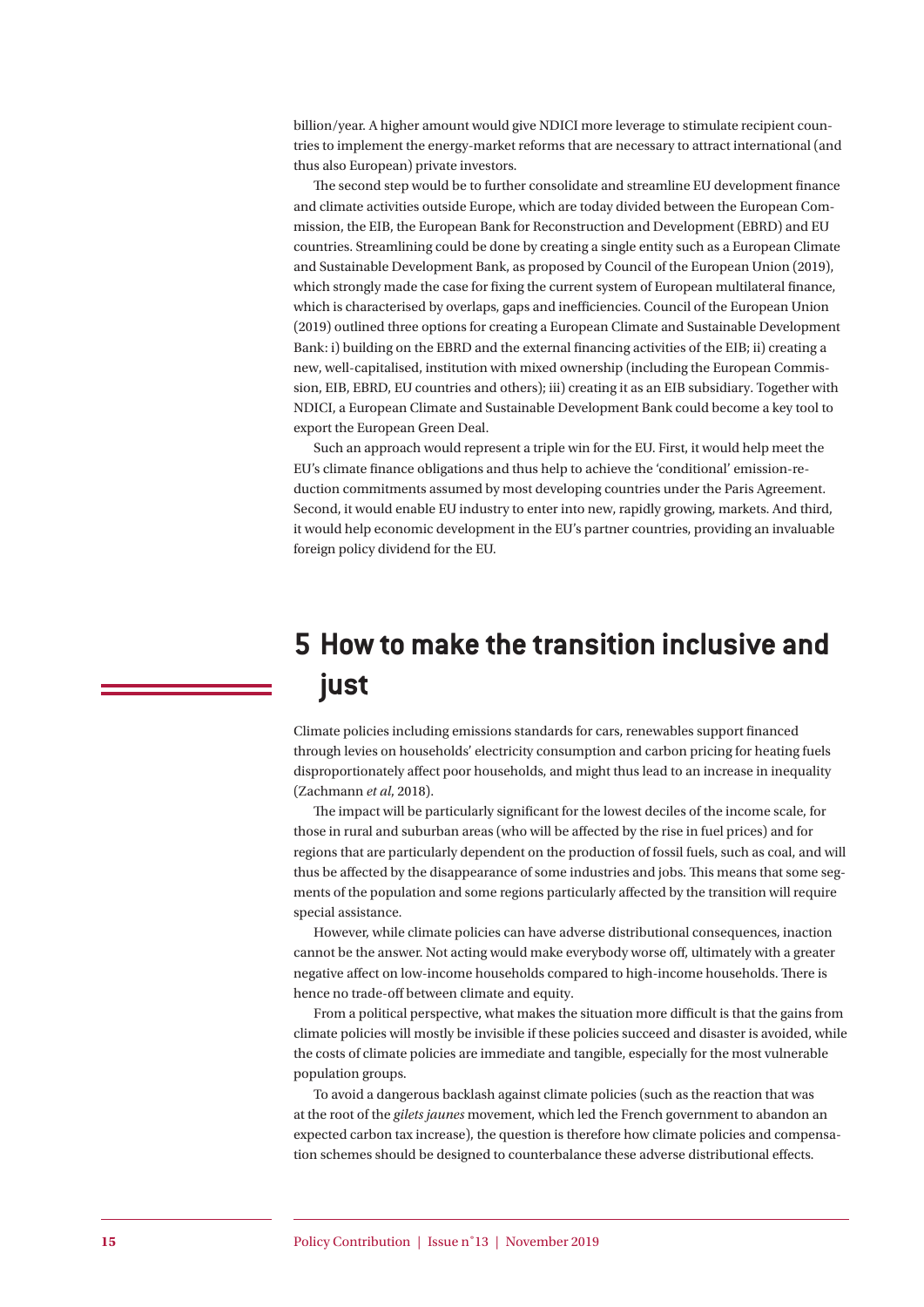billion/year. A higher amount would give NDICI more leverage to stimulate recipient countries to implement the energy-market reforms that are necessary to attract international (and thus also European) private investors.

The second step would be to further consolidate and streamline EU development finance and climate activities outside Europe, which are today divided between the European Commission, the EIB, the European Bank for Reconstruction and Development (EBRD) and EU countries. Streamlining could be done by creating a single entity such as a European Climate and Sustainable Development Bank, as proposed by Council of the European Union (2019), which strongly made the case for fixing the current system of European multilateral finance, which is characterised by overlaps, gaps and inefficiencies. Council of the European Union (2019) outlined three options for creating a European Climate and Sustainable Development Bank: i) building on the EBRD and the external financing activities of the EIB; ii) creating a new, well-capitalised, institution with mixed ownership (including the European Commission, EIB, EBRD, EU countries and others); iii) creating it as an EIB subsidiary. Together with NDICI, a European Climate and Sustainable Development Bank could become a key tool to export the European Green Deal.

Such an approach would represent a triple win for the EU. First, it would help meet the EU's climate finance obligations and thus help to achieve the 'conditional' emission-reduction commitments assumed by most developing countries under the Paris Agreement. Second, it would enable EU industry to enter into new, rapidly growing, markets. And third, it would help economic development in the EU's partner countries, providing an invaluable foreign policy dividend for the EU.

# 5 How to make the transition inclusive and just

Climate policies including emissions standards for cars, renewables support financed through levies on households' electricity consumption and carbon pricing for heating fuels disproportionately affect poor households, and might thus lead to an increase in inequality (Zachmann *et al*, 2018).

The impact will be particularly significant for the lowest deciles of the income scale, for those in rural and suburban areas (who will be affected by the rise in fuel prices) and for regions that are particularly dependent on the production of fossil fuels, such as coal, and will thus be affected by the disappearance of some industries and jobs. This means that some segments of the population and some regions particularly affected by the transition will require special assistance.

However, while climate policies can have adverse distributional consequences, inaction cannot be the answer. Not acting would make everybody worse off, ultimately with a greater negative affect on low-income households compared to high-income households. There is hence no trade-off between climate and equity.

From a political perspective, what makes the situation more difficult is that the gains from climate policies will mostly be invisible if these policies succeed and disaster is avoided, while the costs of climate policies are immediate and tangible, especially for the most vulnerable population groups.

To avoid a dangerous backlash against climate policies (such as the reaction that was at the root of the *gilets jaunes* movement, which led the French government to abandon an expected carbon tax increase), the question is therefore how climate policies and compensation schemes should be designed to counterbalance these adverse distributional effects.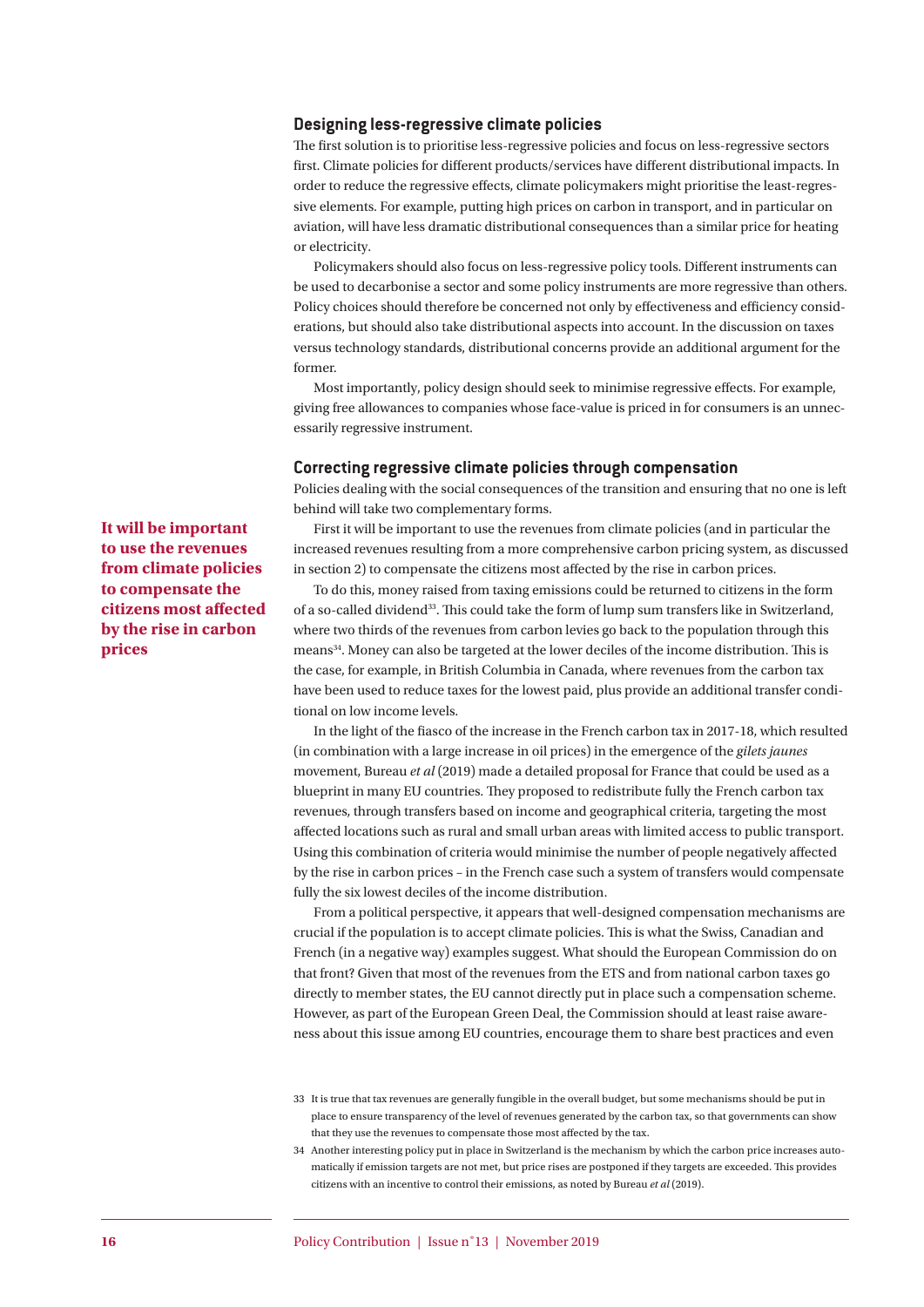### Designing less-regressive climate policies

The first solution is to prioritise less-regressive policies and focus on less-regressive sectors first. Climate policies for different products/services have different distributional impacts. In order to reduce the regressive effects, climate policymakers might prioritise the least-regressive elements. For example, putting high prices on carbon in transport, and in particular on aviation, will have less dramatic distributional consequences than a similar price for heating or electricity.

Policymakers should also focus on less-regressive policy tools. Different instruments can be used to decarbonise a sector and some policy instruments are more regressive than others. Policy choices should therefore be concerned not only by effectiveness and efficiency considerations, but should also take distributional aspects into account. In the discussion on taxes versus technology standards, distributional concerns provide an additional argument for the former.

Most importantly, policy design should seek to minimise regressive effects. For example, giving free allowances to companies whose face-value is priced in for consumers is an unnecessarily regressive instrument.

### Correcting regressive climate policies through compensation

**It will be important to use the revenues from climate policies to compensate the citizens most affected by the rise in carbon prices**

Policies dealing with the social consequences of the transition and ensuring that no one is left behind will take two complementary forms.

First it will be important to use the revenues from climate policies (and in particular the increased revenues resulting from a more comprehensive carbon pricing system, as discussed in section 2) to compensate the citizens most affected by the rise in carbon prices.

To do this, money raised from taxing emissions could be returned to citizens in the form of a so-called dividend[33]. This could take the form of lump sum transfers like in Switzerland, where two thirds of the revenues from carbon levies go back to the population through this means[34]. Money can also be targeted at the lower deciles of the income distribution. This is the case, for example, in British Columbia in Canada, where revenues from the carbon tax have been used to reduce taxes for the lowest paid, plus provide an additional transfer conditional on low income levels.

In the light of the fiasco of the increase in the French carbon tax in 2017-18, which resulted (in combination with a large increase in oil prices) in the emergence of the *gilets jaunes* movement, Bureau *et al* (2019) made a detailed proposal for France that could be used as a blueprint in many EU countries. They proposed to redistribute fully the French carbon tax revenues, through transfers based on income and geographical criteria, targeting the most affected locations such as rural and small urban areas with limited access to public transport. Using this combination of criteria would minimise the number of people negatively affected by the rise in carbon prices – in the French case such a system of transfers would compensate fully the six lowest deciles of the income distribution.

From a political perspective, it appears that well-designed compensation mechanisms are crucial if the population is to accept climate policies. This is what the Swiss, Canadian and French (in a negative way) examples suggest. What should the European Commission do on that front? Given that most of the revenues from the ETS and from national carbon taxes go directly to member states, the EU cannot directly put in place such a compensation scheme. However, as part of the European Green Deal, the Commission should at least raise awareness about this issue among EU countries, encourage them to share best practices and even

33 It is true that tax revenues are generally fungible in the overall budget, but some mechanisms should be put in place to ensure transparency of the level of revenues generated by the carbon tax, so that governments can show that they use the revenues to compensate those most affected by the tax.

34 Another interesting policy put in place in Switzerland is the mechanism by which the carbon price increases automatically if emission targets are not met, but price rises are postponed if they targets are exceeded. This provides citizens with an incentive to control their emissions, as noted by Bureau *et al* (2019).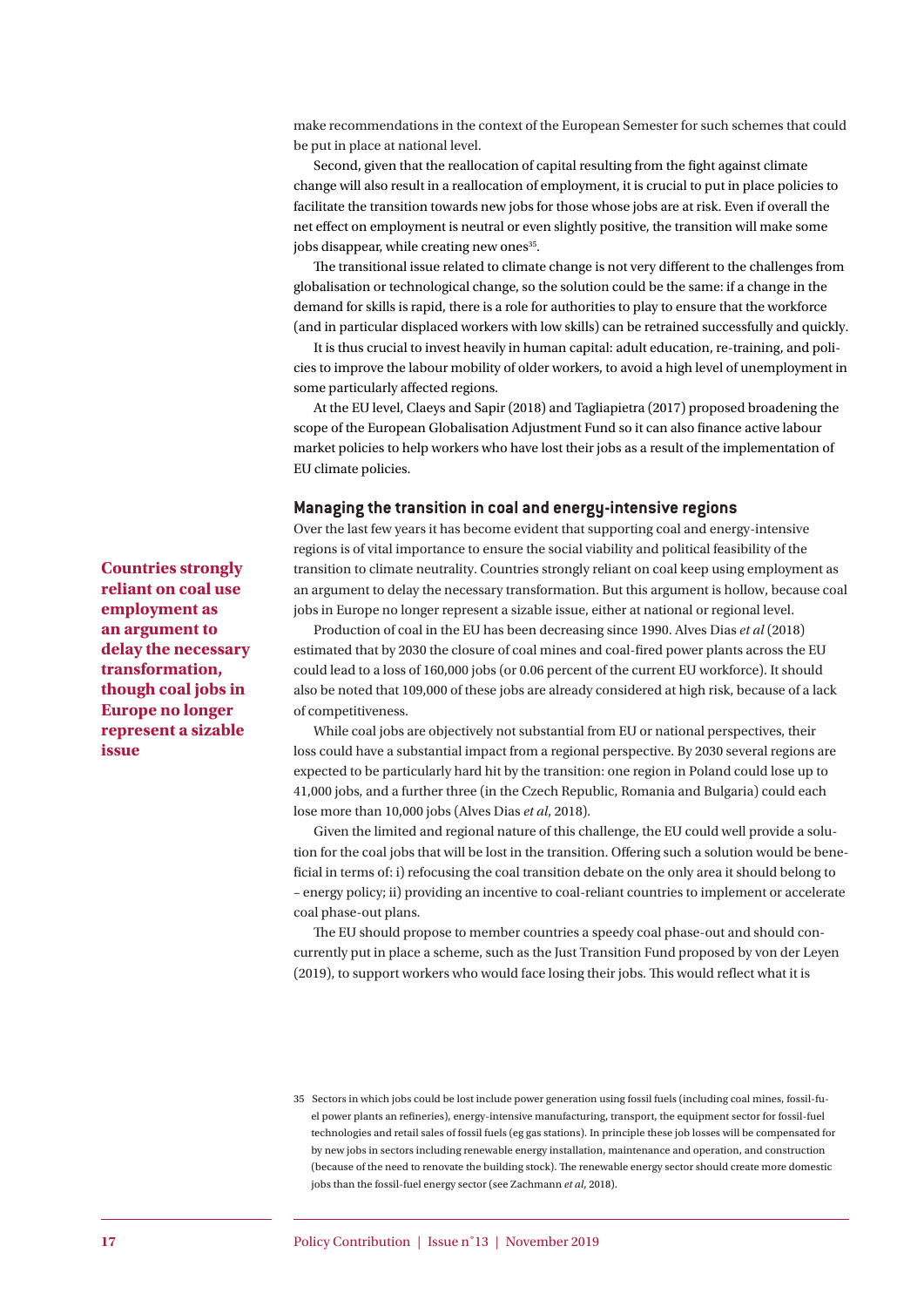make recommendations in the context of the European Semester for such schemes that could be put in place at national level.

Second, given that the reallocation of capital resulting from the fight against climate change will also result in a reallocation of employment, it is crucial to put in place policies to facilitate the transition towards new jobs for those whose jobs are at risk. Even if overall the net effect on employment is neutral or even slightly positive, the transition will make some jobs disappear, while creating new ones[35].

The transitional issue related to climate change is not very different to the challenges from globalisation or technological change, so the solution could be the same: if a change in the demand for skills is rapid, there is a role for authorities to play to ensure that the workforce (and in particular displaced workers with low skills) can be retrained successfully and quickly.

It is thus crucial to invest heavily in human capital: adult education, re-training, and policies to improve the labour mobility of older workers, to avoid a high level of unemployment in some particularly affected regions.

At the EU level, Claeys and Sapir (2018) and Tagliapietra (2017) proposed broadening the scope of the European Globalisation Adjustment Fund so it can also finance active labour market policies to help workers who have lost their jobs as a result of the implementation of EU climate policies.

### Managing the transition in coal and energy-intensive regions

Over the last few years it has become evident that supporting coal and energy-intensive regions is of vital importance to ensure the social viability and political feasibility of the transition to climate neutrality. Countries strongly reliant on coal keep using employment as an argument to delay the necessary transformation. But this argument is hollow, because coal jobs in Europe no longer represent a sizable issue, either at national or regional level.

**Countries strongly reliant on coal use employment as an argument to delay the necessary transformation, though coal jobs in Europe no longer represent a sizable issue**

Production of coal in the EU has been decreasing since 1990. Alves Dias *et al* (2018) estimated that by 2030 the closure of coal mines and coal-fired power plants across the EU could lead to a loss of 160,000 jobs (or 0.06 percent of the current EU workforce). It should also be noted that 109,000 of these jobs are already considered at high risk, because of a lack of competitiveness.

While coal jobs are objectively not substantial from EU or national perspectives, their loss could have a substantial impact from a regional perspective. By 2030 several regions are expected to be particularly hard hit by the transition: one region in Poland could lose up to 41,000 jobs, and a further three (in the Czech Republic, Romania and Bulgaria) could each lose more than 10,000 jobs (Alves Dias *et al*, 2018).

Given the limited and regional nature of this challenge, the EU could well provide a solution for the coal jobs that will be lost in the transition. Offering such a solution would be beneficial in terms of: i) refocusing the coal transition debate on the only area it should belong to – energy policy; ii) providing an incentive to coal-reliant countries to implement or accelerate coal phase-out plans.

The EU should propose to member countries a speedy coal phase-out and should concurrently put in place a scheme, such as the Just Transition Fund proposed by von der Leyen (2019), to support workers who would face losing their jobs. This would reflect what it is

---

35 Sectors in which jobs could be lost include power generation using fossil fuels (including coal mines, fossil-fuel power plants an refineries), energy-intensive manufacturing, transport, the equipment sector for fossil-fuel technologies and retail sales of fossil fuels (eg gas stations). In principle these job losses will be compensated for by new jobs in sectors including renewable energy installation, maintenance and operation, and construction (because of the need to renovate the building stock). The renewable energy sector should create more domestic jobs than the fossil-fuel energy sector (see Zachmann *et al*, 2018).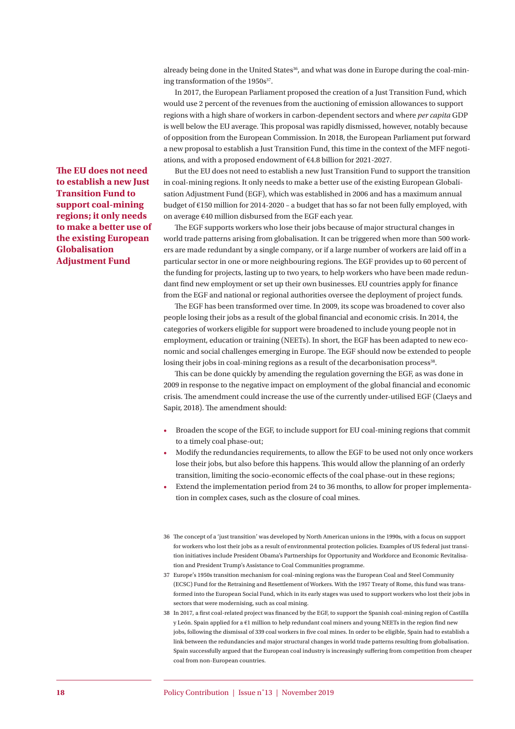already being done in the United States[36], and what was done in Europe during the coal-mining transformation of the 1950s[37].

In 2017, the European Parliament proposed the creation of a Just Transition Fund, which would use 2 percent of the revenues from the auctioning of emission allowances to support regions with a high share of workers in carbon-dependent sectors and where *per capita* GDP is well below the EU average. This proposal was rapidly dismissed, however, notably because of opposition from the European Commission. In 2018, the European Parliament put forward a new proposal to establish a Just Transition Fund, this time in the context of the MFF negotiations, and with a proposed endowment of €4.8 billion for 2021-2027.

**The EU does not need to establish a new Just Transition Fund to support coal-mining regions; it only needs to make a better use of the existing European Globalisation Adjustment Fund**

But the EU does not need to establish a new Just Transition Fund to support the transition in coal-mining regions. It only needs to make a better use of the existing European Globalisation Adjustment Fund (EGF), which was established in 2006 and has a maximum annual budget of €150 million for 2014-2020 – a budget that has so far not been fully employed, with on average €40 million disbursed from the EGF each year.

The EGF supports workers who lose their jobs because of major structural changes in world trade patterns arising from globalisation. It can be triggered when more than 500 workers are made redundant by a single company, or if a large number of workers are laid off in a particular sector in one or more neighbouring regions. The EGF provides up to 60 percent of the funding for projects, lasting up to two years, to help workers who have been made redundant find new employment or set up their own businesses. EU countries apply for finance from the EGF and national or regional authorities oversee the deployment of project funds.

The EGF has been transformed over time. In 2009, its scope was broadened to cover also people losing their jobs as a result of the global financial and economic crisis. In 2014, the categories of workers eligible for support were broadened to include young people not in employment, education or training (NEETs). In short, the EGF has been adapted to new economic and social challenges emerging in Europe. The EGF should now be extended to people losing their jobs in coal-mining regions as a result of the decarbonisation process[38].

This can be done quickly by amending the regulation governing the EGF, as was done in 2009 in response to the negative impact on employment of the global financial and economic crisis. The amendment could increase the use of the currently under-utilised EGF (Claeys and Sapir, 2018). The amendment should:

- Broaden the scope of the EGF, to include support for EU coal-mining regions that commit to a timely coal phase-out;
- Modify the redundancies requirements, to allow the EGF to be used not only once workers lose their jobs, but also before this happens. This would allow the planning of an orderly transition, limiting the socio-economic effects of the coal phase-out in these regions;
- Extend the implementation period from 24 to 36 months, to allow for proper implementation in complex cases, such as the closure of coal mines.

36 The concept of a 'just transition' was developed by North American unions in the 1990s, with a focus on support for workers who lost their jobs as a result of environmental protection policies. Examples of US federal just transition initiatives include President Obama's Partnerships for Opportunity and Workforce and Economic Revitalisation and President Trump's Assistance to Coal Communities programme.

37 Europe's 1950s transition mechanism for coal-mining regions was the European Coal and Steel Community (ECSC) Fund for the Retraining and Resettlement of Workers. With the 1957 Treaty of Rome, this fund was transformed into the European Social Fund, which in its early stages was used to support workers who lost their jobs in sectors that were modernising, such as coal mining.

38 In 2017, a first coal-related project was financed by the EGF, to support the Spanish coal-mining region of Castilla y León. Spain applied for a €1 million to help redundant coal miners and young NEETs in the region find new jobs, following the dismissal of 339 coal workers in five coal mines. In order to be eligible, Spain had to establish a link between the redundancies and major structural changes in world trade patterns resulting from globalisation. Spain successfully argued that the European coal industry is increasingly suffering from competition from cheaper coal from non-European countries.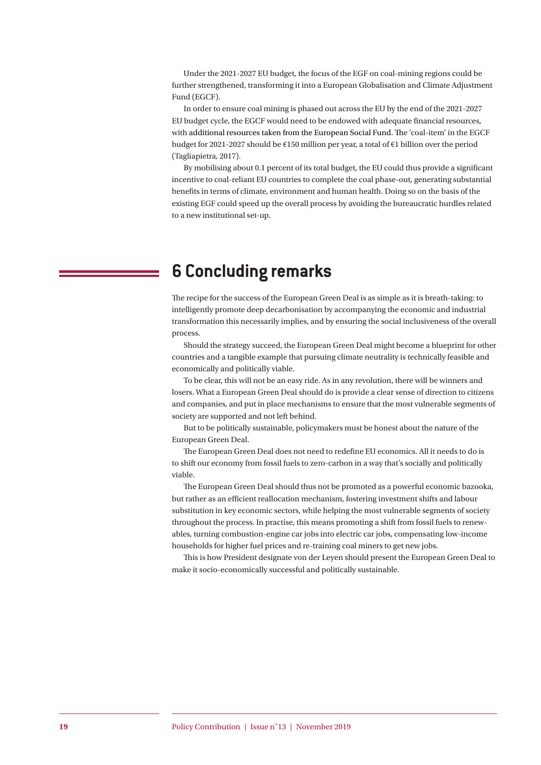Under the 2021-2027 EU budget, the focus of the EGF on coal-mining regions could be further strengthened, transforming it into a European Globalisation and Climate Adjustment Fund (EGCF).

In order to ensure coal mining is phased out across the EU by the end of the 2021-2027 EU budget cycle, the EGCF would need to be endowed with adequate financial resources, with additional resources taken from the European Social Fund. The 'coal-item' in the EGCF budget for 2021-2027 should be €150 million per year, a total of €1 billion over the period (Tagliapietra, 2017).

By mobilising about 0.1 percent of its total budget, the EU could thus provide a significant incentive to coal-reliant EU countries to complete the coal phase-out, generating substantial benefits in terms of climate, environment and human health. Doing so on the basis of the existing EGF could speed up the overall process by avoiding the bureaucratic hurdles related to a new institutional set-up.

# 6 Concluding remarks

The recipe for the success of the European Green Deal is as simple as it is breath-taking: to intelligently promote deep decarbonisation by accompanying the economic and industrial transformation this necessarily implies, and by ensuring the social inclusiveness of the overall process.

Should the strategy succeed, the European Green Deal might become a blueprint for other countries and a tangible example that pursuing climate neutrality is technically feasible and economically and politically viable.

To be clear, this will not be an easy ride. As in any revolution, there will be winners and losers. What a European Green Deal should do is provide a clear sense of direction to citizens and companies, and put in place mechanisms to ensure that the most vulnerable segments of society are supported and not left behind.

But to be politically sustainable, policymakers must be honest about the nature of the European Green Deal.

The European Green Deal does not need to redefine EU economics. All it needs to do is to shift our economy from fossil fuels to zero-carbon in a way that's socially and politically viable.

The European Green Deal should thus not be promoted as a powerful economic bazooka, but rather as an efficient reallocation mechanism, fostering investment shifts and labour substitution in key economic sectors, while helping the most vulnerable segments of society throughout the process. In practise, this means promoting a shift from fossil fuels to renewables, turning combustion-engine car jobs into electric car jobs, compensating low-income households for higher fuel prices and re-training coal miners to get new jobs.

This is how President designate von der Leyen should present the European Green Deal to make it socio-economically successful and politically sustainable.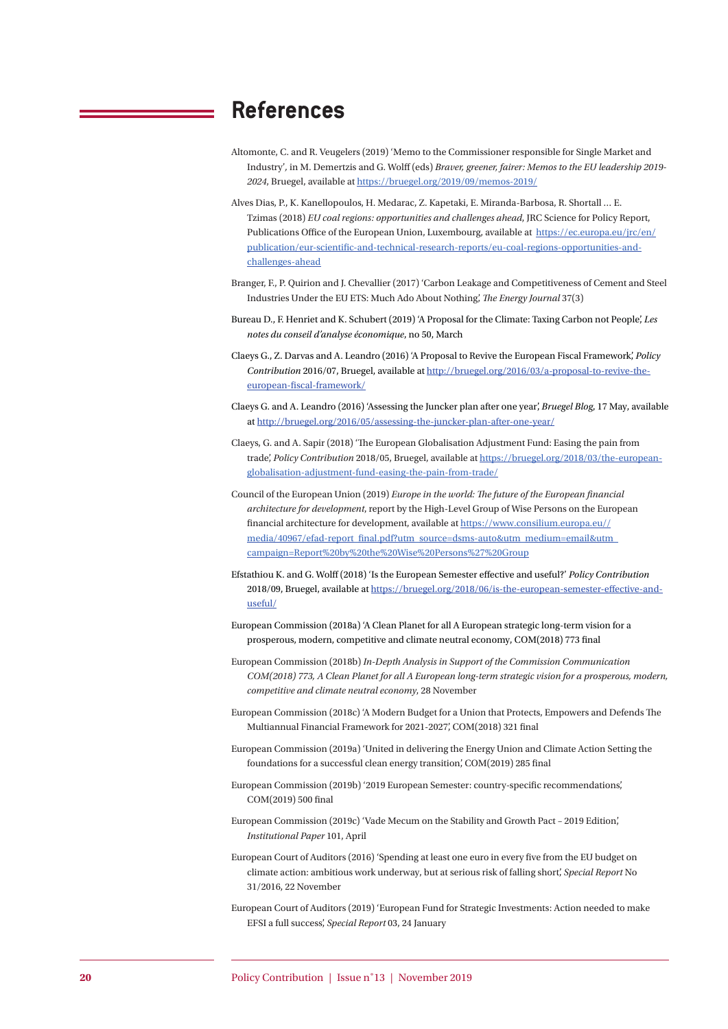## References

Altomonte, C. and R. Veugelers (2019) 'Memo to the Commissioner responsible for Single Market and Industry', in M. Demertzis and G. Wolff (eds) *Braver, greener, fairer: Memos to the EU leadership 2019-2024*, Bruegel, available at https://bruegel.org/2019/09/memos-2019/

Alves Dias, P., K. Kanellopoulos, H. Medarac, Z. Kapetaki, E. Miranda-Barbosa, R. Shortall … E. Tzimas (2018) *EU coal regions: opportunities and challenges ahead*, JRC Science for Policy Report, Publications Office of the European Union, Luxembourg, available at https://ec.europa.eu/jrc/en/publication/eur-scientific-and-technical-research-reports/eu-coal-regions-opportunities-and-challenges-ahead

Branger, F., P. Quirion and J. Chevallier (2017) 'Carbon Leakage and Competitiveness of Cement and Steel Industries Under the EU ETS: Much Ado About Nothing', *The Energy Journal* 37(3)

Bureau D., F. Henriet and K. Schubert (2019) 'A Proposal for the Climate: Taxing Carbon not People', *Les notes du conseil d'analyse économique*, no 50, March

Claeys G., Z. Darvas and A. Leandro (2016) 'A Proposal to Revive the European Fiscal Framework', *Policy Contribution* 2016/07, Bruegel, available at http://bruegel.org/2016/03/a-proposal-to-revive-the-european-fiscal-framework/

Claeys G. and A. Leandro (2016) 'Assessing the Juncker plan after one year', *Bruegel Blog*, 17 May, available at http://bruegel.org/2016/05/assessing-the-juncker-plan-after-one-year/

Claeys, G. and A. Sapir (2018) 'The European Globalisation Adjustment Fund: Easing the pain from trade', *Policy Contribution* 2018/05, Bruegel, available at https://bruegel.org/2018/03/the-european-globalisation-adjustment-fund-easing-the-pain-from-trade/

Council of the European Union (2019) *Europe in the world: The future of the European financial architecture for development*, report by the High-Level Group of Wise Persons on the European financial architecture for development, available at https://www.consilium.europa.eu//media/40967/efad-report_final.pdf?utm_source=dsms-auto&utm_medium=email&utm_campaign=Report%20by%20the%20Wise%20Persons%27%20Group

Efstathiou K. and G. Wolff (2018) 'Is the European Semester effective and useful?' *Policy Contribution* 2018/09, Bruegel, available at https://bruegel.org/2018/06/is-the-european-semester-effective-and-useful/

European Commission (2018a) 'A Clean Planet for all A European strategic long-term vision for a prosperous, modern, competitive and climate neutral economy, COM(2018) 773 final

European Commission (2018b) *In-Depth Analysis in Support of the Commission Communication COM(2018) 773, A Clean Planet for all A European long-term strategic vision for a prosperous, modern, competitive and climate neutral economy*, 28 November

European Commission (2018c) 'A Modern Budget for a Union that Protects, Empowers and Defends The Multiannual Financial Framework for 2021-2027', COM(2018) 321 final

European Commission (2019a) 'United in delivering the Energy Union and Climate Action Setting the foundations for a successful clean energy transition', COM(2019) 285 final

European Commission (2019b) '2019 European Semester: country-specific recommendations', COM(2019) 500 final

European Commission (2019c) 'Vade Mecum on the Stability and Growth Pact – 2019 Edition', *Institutional Paper* 101, April

European Court of Auditors (2016) 'Spending at least one euro in every five from the EU budget on climate action: ambitious work underway, but at serious risk of falling short', *Special Report* No 31/2016, 22 November

European Court of Auditors (2019) 'European Fund for Strategic Investments: Action needed to make EFSI a full success', *Special Report* 03, 24 January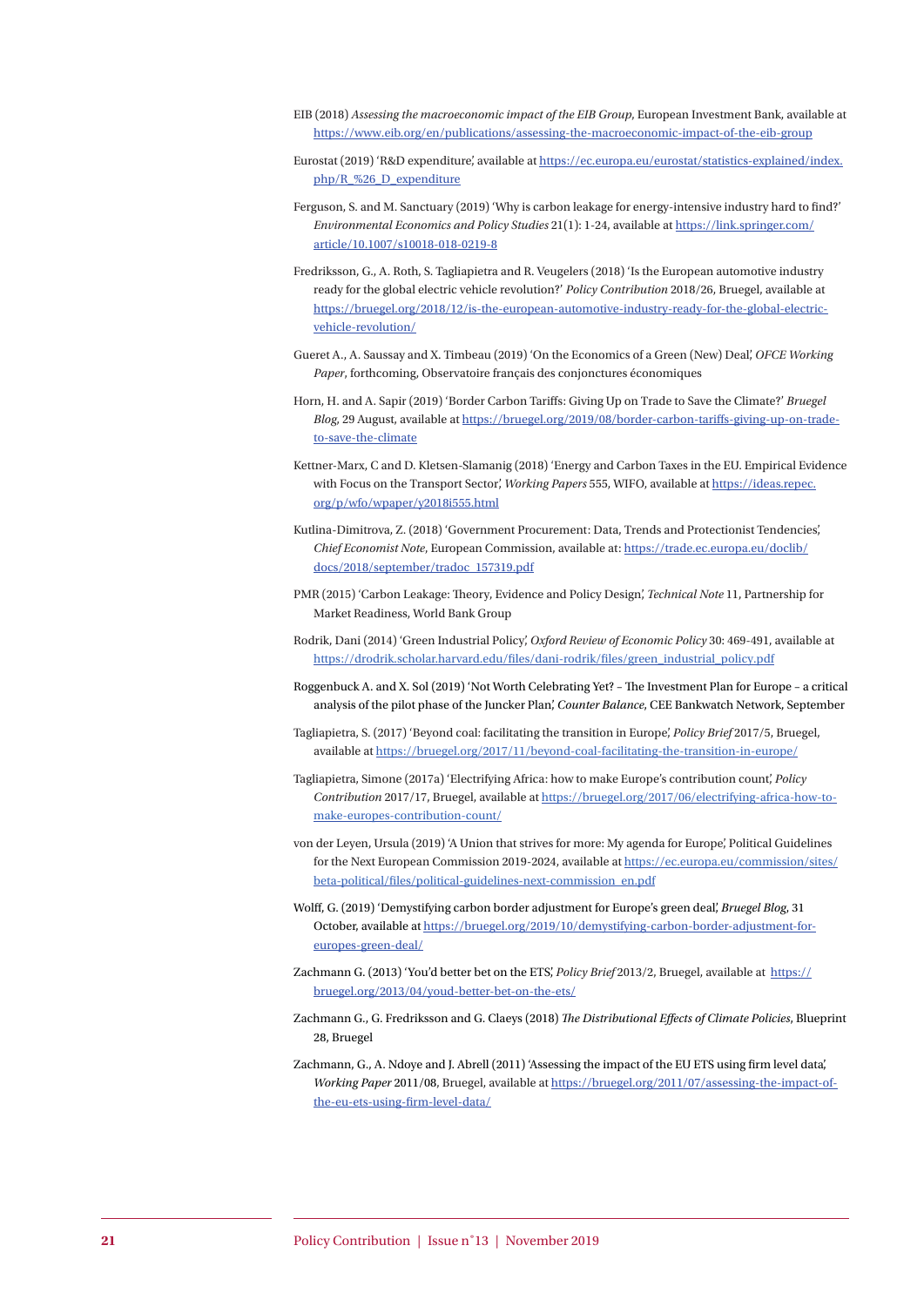EIB (2018) *Assessing the macroeconomic impact of the EIB Group*, European Investment Bank, available at https://www.eib.org/en/publications/assessing-the-macroeconomic-impact-of-the-eib-group

Eurostat (2019) 'R&D expenditure', available at https://ec.europa.eu/eurostat/statistics-explained/index.php/R_%26_D_expenditure

Ferguson, S. and M. Sanctuary (2019) 'Why is carbon leakage for energy-intensive industry hard to find?' *Environmental Economics and Policy Studies* 21(1): 1-24, available at https://link.springer.com/article/10.1007/s10018-018-0219-8

Fredriksson, G., A. Roth, S. Tagliapietra and R. Veugelers (2018) 'Is the European automotive industry ready for the global electric vehicle revolution?' *Policy Contribution* 2018/26, Bruegel, available at https://bruegel.org/2018/12/is-the-european-automotive-industry-ready-for-the-global-electric-vehicle-revolution/

Gueret A., A. Saussay and X. Timbeau (2019) 'On the Economics of a Green (New) Deal', *OFCE Working Paper*, forthcoming, Observatoire français des conjonctures économiques

Horn, H. and A. Sapir (2019) 'Border Carbon Tariffs: Giving Up on Trade to Save the Climate?' *Bruegel Blog*, 29 August, available at https://bruegel.org/2019/08/border-carbon-tariffs-giving-up-on-trade-to-save-the-climate

Kettner-Marx, C and D. Kletsen-Slamanig (2018) 'Energy and Carbon Taxes in the EU. Empirical Evidence with Focus on the Transport Sector', *Working Papers* 555, WIFO, available at https://ideas.repec.org/p/wfo/wpaper/y2018i555.html

Kutlina-Dimitrova, Z. (2018) 'Government Procurement: Data, Trends and Protectionist Tendencies', *Chief Economist Note*, European Commission, available at: https://trade.ec.europa.eu/doclib/docs/2018/september/tradoc_157319.pdf

PMR (2015) 'Carbon Leakage: Theory, Evidence and Policy Design', *Technical Note* 11, Partnership for Market Readiness, World Bank Group

Rodrik, Dani (2014) 'Green Industrial Policy', *Oxford Review of Economic Policy* 30: 469-491, available at https://drodrik.scholar.harvard.edu/files/dani-rodrik/files/green_industrial_policy.pdf

Roggenbuck A. and X. Sol (2019) 'Not Worth Celebrating Yet? – The Investment Plan for Europe – a critical analysis of the pilot phase of the Juncker Plan', *Counter Balance*, CEE Bankwatch Network, September

Tagliapietra, S. (2017) 'Beyond coal: facilitating the transition in Europe', *Policy Brief* 2017/5, Bruegel, available at https://bruegel.org/2017/11/beyond-coal-facilitating-the-transition-in-europe/

Tagliapietra, Simone (2017a) 'Electrifying Africa: how to make Europe's contribution count', *Policy Contribution* 2017/17, Bruegel, available at https://bruegel.org/2017/06/electrifying-africa-how-to-make-europes-contribution-count/

von der Leyen, Ursula (2019) 'A Union that strives for more: My agenda for Europe', Political Guidelines for the Next European Commission 2019-2024, available at https://ec.europa.eu/commission/sites/beta-political/files/political-guidelines-next-commission_en.pdf

Wolff, G. (2019) 'Demystifying carbon border adjustment for Europe's green deal', *Bruegel Blog*, 31 October, available at https://bruegel.org/2019/10/demystifying-carbon-border-adjustment-for-europes-green-deal/

Zachmann G. (2013) 'You'd better bet on the ETS', *Policy Brief* 2013/2, Bruegel, available at https://bruegel.org/2013/04/youd-better-bet-on-the-ets/

Zachmann G., G. Fredriksson and G. Claeys (2018) *The Distributional Effects of Climate Policies*, Blueprint 28, Bruegel

Zachmann, G., A. Ndoye and J. Abrell (2011) 'Assessing the impact of the EU ETS using firm level data', *Working Paper* 2011/08, Bruegel, available at https://bruegel.org/2011/07/assessing-the-impact-of-the-eu-ets-using-firm-level-data/